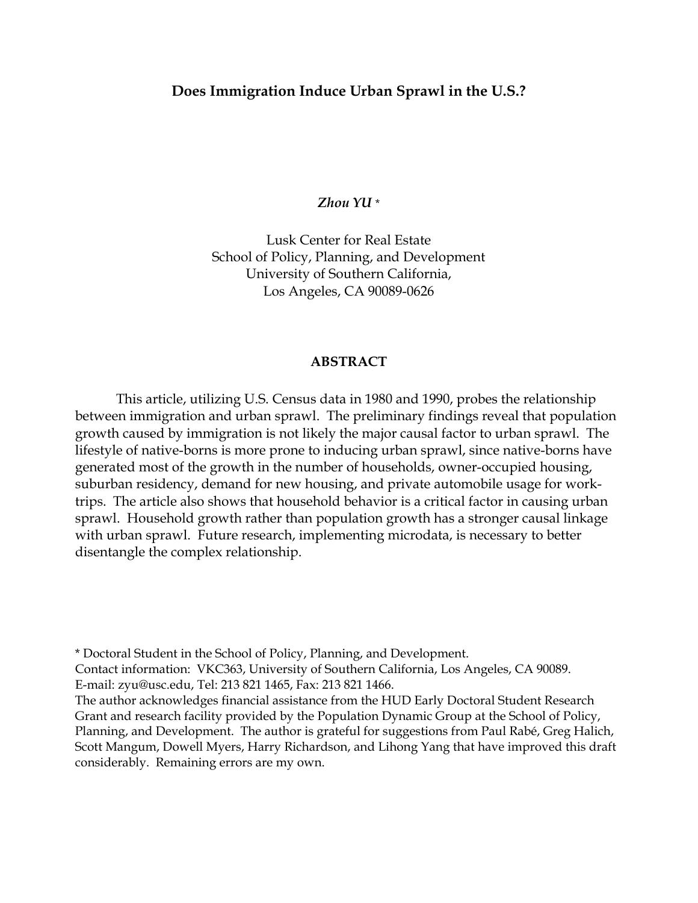# Does Immigration Induce Urban Sprawl in the U.S.?

***Zhou YU*** *

Lusk Center for Real Estate
School of Policy, Planning, and Development
University of Southern California,
Los Angeles, CA 90089-0626

## ABSTRACT

This article, utilizing U.S. Census data in 1980 and 1990, probes the relationship between immigration and urban sprawl. The preliminary findings reveal that population growth caused by immigration is not likely the major causal factor to urban sprawl. The lifestyle of native-borns is more prone to inducing urban sprawl, since native-borns have generated most of the growth in the number of households, owner-occupied housing, suburban residency, demand for new housing, and private automobile usage for work-trips. The article also shows that household behavior is a critical factor in causing urban sprawl. Household growth rather than population growth has a stronger causal linkage with urban sprawl. Future research, implementing microdata, is necessary to better disentangle the complex relationship.

* Doctoral Student in the School of Policy, Planning, and Development.
Contact information: VKC363, University of Southern California, Los Angeles, CA 90089.
E-mail: zyu@usc.edu, Tel: 213 821 1465, Fax: 213 821 1466.
The author acknowledges financial assistance from the HUD Early Doctoral Student Research Grant and research facility provided by the Population Dynamic Group at the School of Policy, Planning, and Development. The author is grateful for suggestions from Paul Rabé, Greg Halich, Scott Mangum, Dowell Myers, Harry Richardson, and Lihong Yang that have improved this draft considerably. Remaining errors are my own.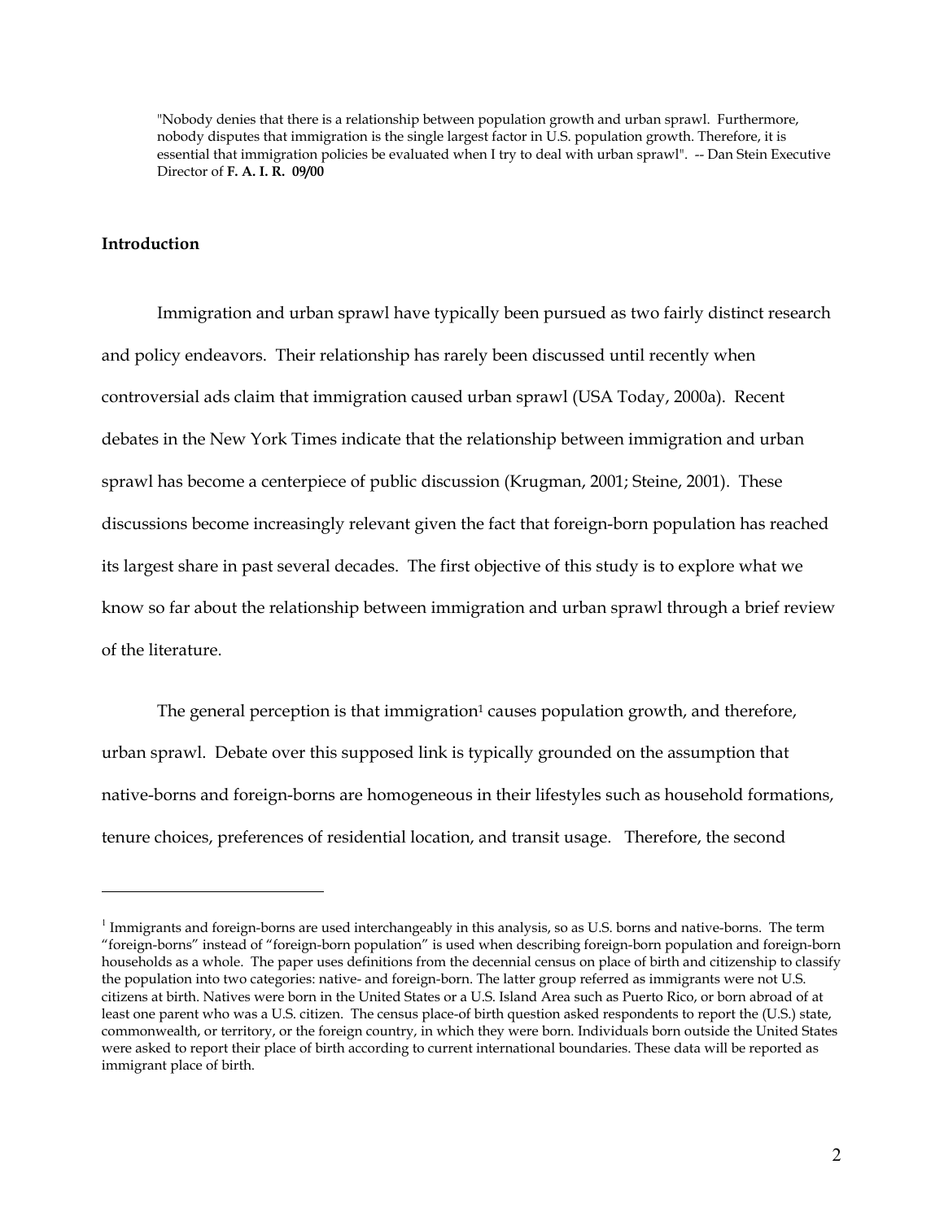"Nobody denies that there is a relationship between population growth and urban sprawl. Furthermore, nobody disputes that immigration is the single largest factor in U.S. population growth. Therefore, it is essential that immigration policies be evaluated when I try to deal with urban sprawl". -- Dan Stein Executive Director of **F. A. I. R. 09/00**

## Introduction

Immigration and urban sprawl have typically been pursued as two fairly distinct research and policy endeavors. Their relationship has rarely been discussed until recently when controversial ads claim that immigration caused urban sprawl (USA Today, 2000a). Recent debates in the New York Times indicate that the relationship between immigration and urban sprawl has become a centerpiece of public discussion (Krugman, 2001; Steine, 2001). These discussions become increasingly relevant given the fact that foreign-born population has reached its largest share in past several decades. The first objective of this study is to explore what we know so far about the relationship between immigration and urban sprawl through a brief review of the literature.

The general perception is that immigration[1] causes population growth, and therefore, urban sprawl. Debate over this supposed link is typically grounded on the assumption that native-borns and foreign-borns are homogeneous in their lifestyles such as household formations, tenure choices, preferences of residential location, and transit usage. Therefore, the second

[1] Immigrants and foreign-borns are used interchangeably in this analysis, so as U.S. borns and native-borns. The term "foreign-borns" instead of "foreign-born population" is used when describing foreign-born population and foreign-born households as a whole. The paper uses definitions from the decennial census on place of birth and citizenship to classify the population into two categories: native- and foreign-born. The latter group referred as immigrants were not U.S. citizens at birth. Natives were born in the United States or a U.S. Island Area such as Puerto Rico, or born abroad of at least one parent who was a U.S. citizen. The census place-of birth question asked respondents to report the (U.S.) state, commonwealth, or territory, or the foreign country, in which they were born. Individuals born outside the United States were asked to report their place of birth according to current international boundaries. These data will be reported as immigrant place of birth.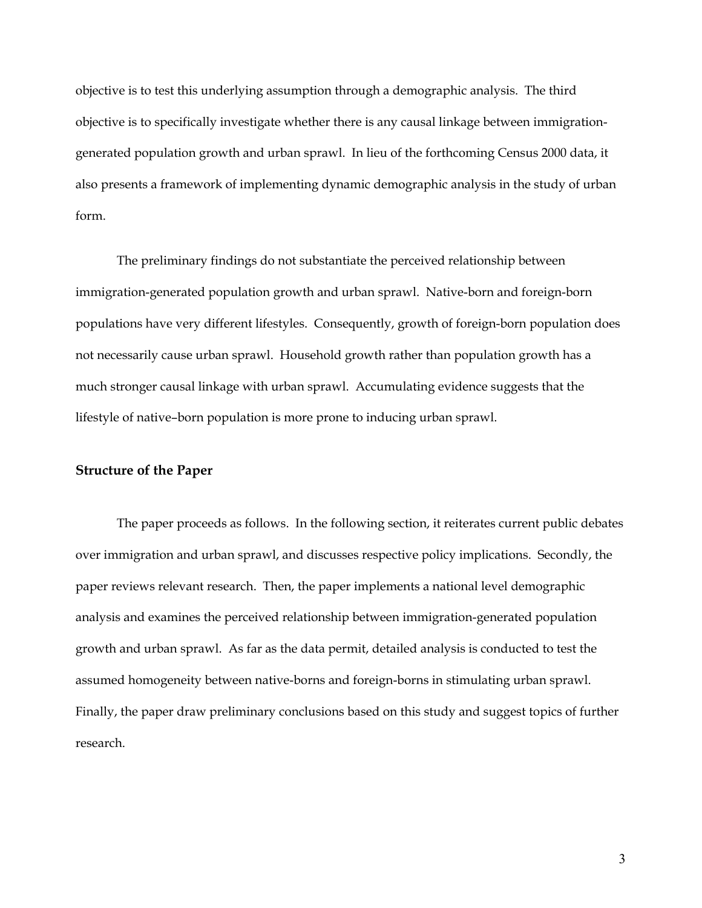objective is to test this underlying assumption through a demographic analysis. The third objective is to specifically investigate whether there is any causal linkage between immigration-generated population growth and urban sprawl. In lieu of the forthcoming Census 2000 data, it also presents a framework of implementing dynamic demographic analysis in the study of urban form.

The preliminary findings do not substantiate the perceived relationship between immigration-generated population growth and urban sprawl. Native-born and foreign-born populations have very different lifestyles. Consequently, growth of foreign-born population does not necessarily cause urban sprawl. Household growth rather than population growth has a much stronger causal linkage with urban sprawl. Accumulating evidence suggests that the lifestyle of native–born population is more prone to inducing urban sprawl.

### Structure of the Paper

The paper proceeds as follows. In the following section, it reiterates current public debates over immigration and urban sprawl, and discusses respective policy implications. Secondly, the paper reviews relevant research. Then, the paper implements a national level demographic analysis and examines the perceived relationship between immigration-generated population growth and urban sprawl. As far as the data permit, detailed analysis is conducted to test the assumed homogeneity between native-borns and foreign-borns in stimulating urban sprawl. Finally, the paper draw preliminary conclusions based on this study and suggest topics of further research.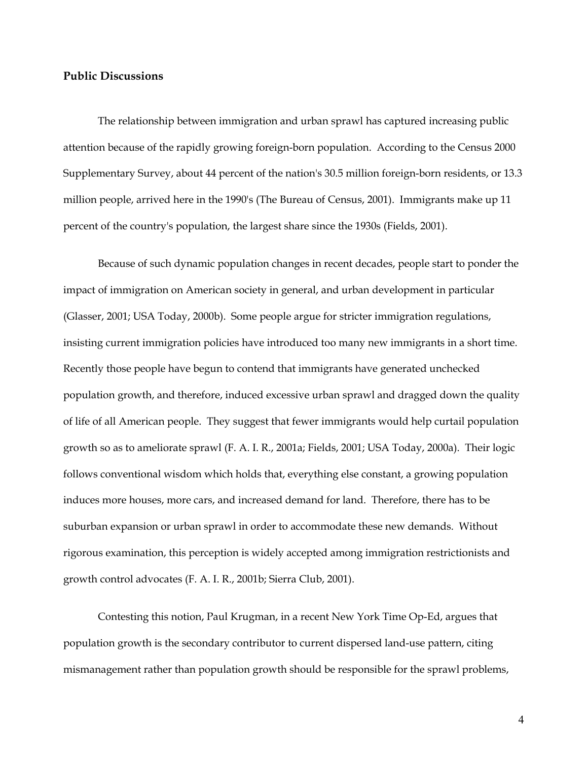## Public Discussions

The relationship between immigration and urban sprawl has captured increasing public attention because of the rapidly growing foreign-born population. According to the Census 2000 Supplementary Survey, about 44 percent of the nation's 30.5 million foreign-born residents, or 13.3 million people, arrived here in the 1990's (The Bureau of Census, 2001). Immigrants make up 11 percent of the country's population, the largest share since the 1930s (Fields, 2001).

Because of such dynamic population changes in recent decades, people start to ponder the impact of immigration on American society in general, and urban development in particular (Glasser, 2001; USA Today, 2000b). Some people argue for stricter immigration regulations, insisting current immigration policies have introduced too many new immigrants in a short time. Recently those people have begun to contend that immigrants have generated unchecked population growth, and therefore, induced excessive urban sprawl and dragged down the quality of life of all American people. They suggest that fewer immigrants would help curtail population growth so as to ameliorate sprawl (F. A. I. R., 2001a; Fields, 2001; USA Today, 2000a). Their logic follows conventional wisdom which holds that, everything else constant, a growing population induces more houses, more cars, and increased demand for land. Therefore, there has to be suburban expansion or urban sprawl in order to accommodate these new demands. Without rigorous examination, this perception is widely accepted among immigration restrictionists and growth control advocates (F. A. I. R., 2001b; Sierra Club, 2001).

Contesting this notion, Paul Krugman, in a recent New York Time Op-Ed, argues that population growth is the secondary contributor to current dispersed land-use pattern, citing mismanagement rather than population growth should be responsible for the sprawl problems,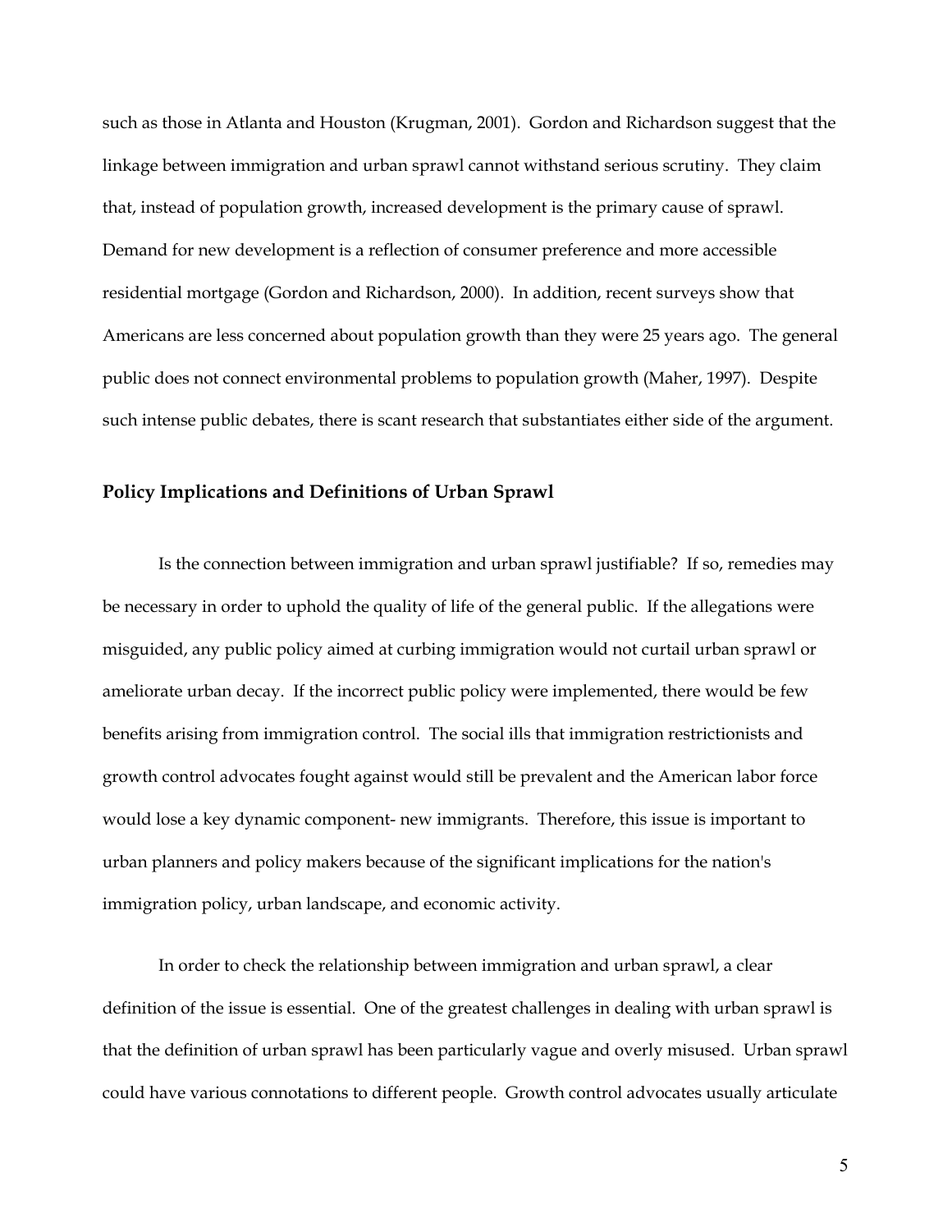such as those in Atlanta and Houston (Krugman, 2001). Gordon and Richardson suggest that the linkage between immigration and urban sprawl cannot withstand serious scrutiny. They claim that, instead of population growth, increased development is the primary cause of sprawl. Demand for new development is a reflection of consumer preference and more accessible residential mortgage (Gordon and Richardson, 2000). In addition, recent surveys show that Americans are less concerned about population growth than they were 25 years ago. The general public does not connect environmental problems to population growth (Maher, 1997). Despite such intense public debates, there is scant research that substantiates either side of the argument.

## Policy Implications and Definitions of Urban Sprawl

Is the connection between immigration and urban sprawl justifiable? If so, remedies may be necessary in order to uphold the quality of life of the general public. If the allegations were misguided, any public policy aimed at curbing immigration would not curtail urban sprawl or ameliorate urban decay. If the incorrect public policy were implemented, there would be few benefits arising from immigration control. The social ills that immigration restrictionists and growth control advocates fought against would still be prevalent and the American labor force would lose a key dynamic component- new immigrants. Therefore, this issue is important to urban planners and policy makers because of the significant implications for the nation's immigration policy, urban landscape, and economic activity.

In order to check the relationship between immigration and urban sprawl, a clear definition of the issue is essential. One of the greatest challenges in dealing with urban sprawl is that the definition of urban sprawl has been particularly vague and overly misused. Urban sprawl could have various connotations to different people. Growth control advocates usually articulate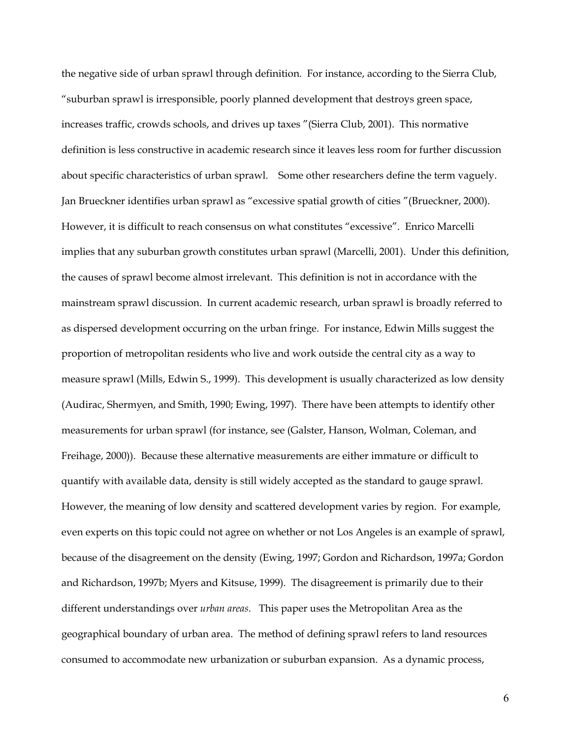the negative side of urban sprawl through definition. For instance, according to the Sierra Club, "suburban sprawl is irresponsible, poorly planned development that destroys green space, increases traffic, crowds schools, and drives up taxes "(Sierra Club, 2001). This normative definition is less constructive in academic research since it leaves less room for further discussion about specific characteristics of urban sprawl. Some other researchers define the term vaguely. Jan Brueckner identifies urban sprawl as "excessive spatial growth of cities "(Brueckner, 2000). However, it is difficult to reach consensus on what constitutes "excessive". Enrico Marcelli implies that any suburban growth constitutes urban sprawl (Marcelli, 2001). Under this definition, the causes of sprawl become almost irrelevant. This definition is not in accordance with the mainstream sprawl discussion. In current academic research, urban sprawl is broadly referred to as dispersed development occurring on the urban fringe. For instance, Edwin Mills suggest the proportion of metropolitan residents who live and work outside the central city as a way to measure sprawl (Mills, Edwin S., 1999). This development is usually characterized as low density (Audirac, Shermyen, and Smith, 1990; Ewing, 1997). There have been attempts to identify other measurements for urban sprawl (for instance, see (Galster, Hanson, Wolman, Coleman, and Freihage, 2000)). Because these alternative measurements are either immature or difficult to quantify with available data, density is still widely accepted as the standard to gauge sprawl. However, the meaning of low density and scattered development varies by region. For example, even experts on this topic could not agree on whether or not Los Angeles is an example of sprawl, because of the disagreement on the density (Ewing, 1997; Gordon and Richardson, 1997a; Gordon and Richardson, 1997b; Myers and Kitsuse, 1999). The disagreement is primarily due to their different understandings over *urban areas*. This paper uses the Metropolitan Area as the geographical boundary of urban area. The method of defining sprawl refers to land resources consumed to accommodate new urbanization or suburban expansion. As a dynamic process,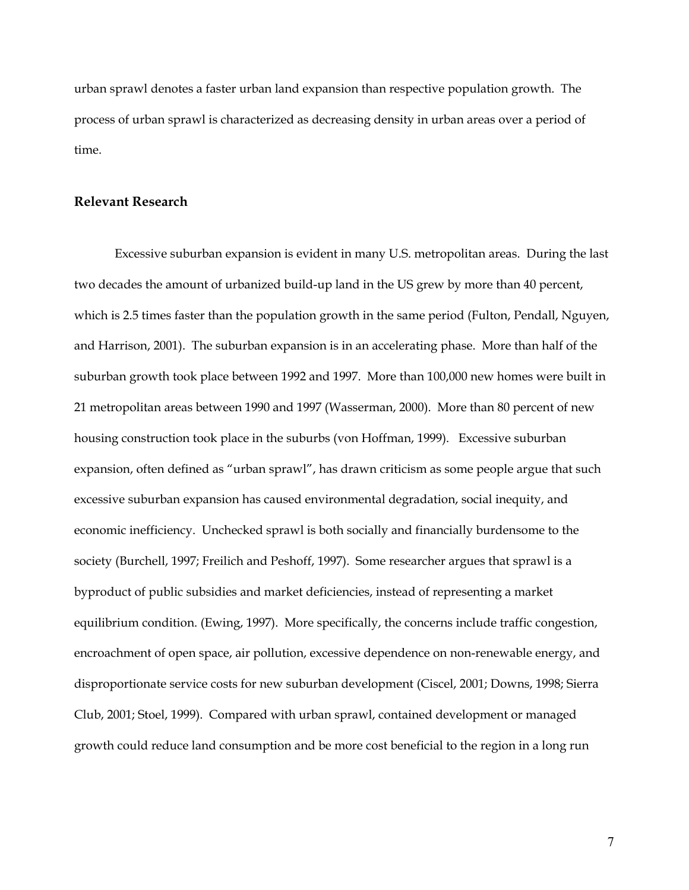urban sprawl denotes a faster urban land expansion than respective population growth. The process of urban sprawl is characterized as decreasing density in urban areas over a period of time.

## Relevant Research

Excessive suburban expansion is evident in many U.S. metropolitan areas. During the last two decades the amount of urbanized build-up land in the US grew by more than 40 percent, which is 2.5 times faster than the population growth in the same period (Fulton, Pendall, Nguyen, and Harrison, 2001). The suburban expansion is in an accelerating phase. More than half of the suburban growth took place between 1992 and 1997. More than 100,000 new homes were built in 21 metropolitan areas between 1990 and 1997 (Wasserman, 2000). More than 80 percent of new housing construction took place in the suburbs (von Hoffman, 1999). Excessive suburban expansion, often defined as "urban sprawl", has drawn criticism as some people argue that such excessive suburban expansion has caused environmental degradation, social inequity, and economic inefficiency. Unchecked sprawl is both socially and financially burdensome to the society (Burchell, 1997; Freilich and Peshoff, 1997). Some researcher argues that sprawl is a byproduct of public subsidies and market deficiencies, instead of representing a market equilibrium condition. (Ewing, 1997). More specifically, the concerns include traffic congestion, encroachment of open space, air pollution, excessive dependence on non-renewable energy, and disproportionate service costs for new suburban development (Ciscel, 2001; Downs, 1998; Sierra Club, 2001; Stoel, 1999). Compared with urban sprawl, contained development or managed growth could reduce land consumption and be more cost beneficial to the region in a long run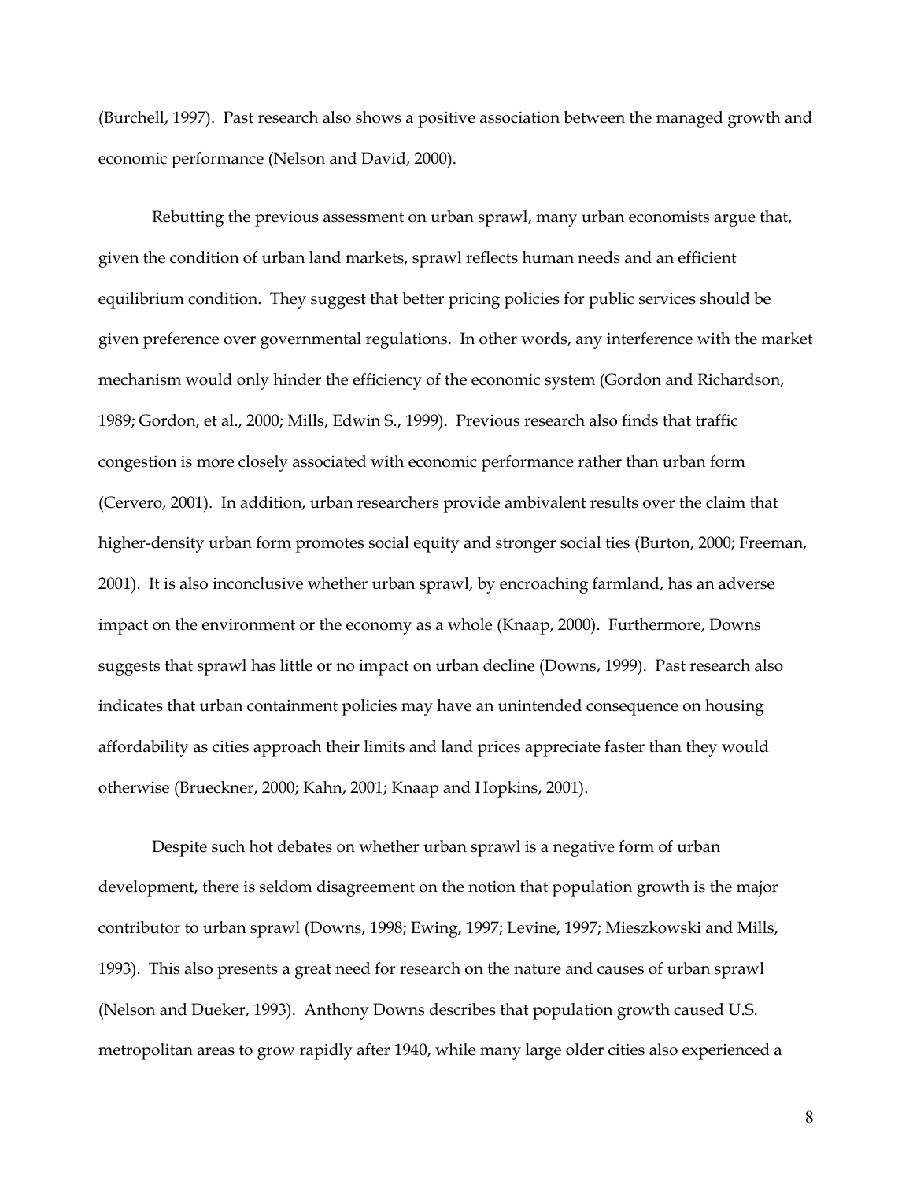(Burchell, 1997). Past research also shows a positive association between the managed growth and economic performance (Nelson and David, 2000).

Rebutting the previous assessment on urban sprawl, many urban economists argue that, given the condition of urban land markets, sprawl reflects human needs and an efficient equilibrium condition. They suggest that better pricing policies for public services should be given preference over governmental regulations. In other words, any interference with the market mechanism would only hinder the efficiency of the economic system (Gordon and Richardson, 1989; Gordon, et al., 2000; Mills, Edwin S., 1999). Previous research also finds that traffic congestion is more closely associated with economic performance rather than urban form (Cervero, 2001). In addition, urban researchers provide ambivalent results over the claim that higher-density urban form promotes social equity and stronger social ties (Burton, 2000; Freeman, 2001). It is also inconclusive whether urban sprawl, by encroaching farmland, has an adverse impact on the environment or the economy as a whole (Knaap, 2000). Furthermore, Downs suggests that sprawl has little or no impact on urban decline (Downs, 1999). Past research also indicates that urban containment policies may have an unintended consequence on housing affordability as cities approach their limits and land prices appreciate faster than they would otherwise (Brueckner, 2000; Kahn, 2001; Knaap and Hopkins, 2001).

Despite such hot debates on whether urban sprawl is a negative form of urban development, there is seldom disagreement on the notion that population growth is the major contributor to urban sprawl (Downs, 1998; Ewing, 1997; Levine, 1997; Mieszkowski and Mills, 1993). This also presents a great need for research on the nature and causes of urban sprawl (Nelson and Dueker, 1993). Anthony Downs describes that population growth caused U.S. metropolitan areas to grow rapidly after 1940, while many large older cities also experienced a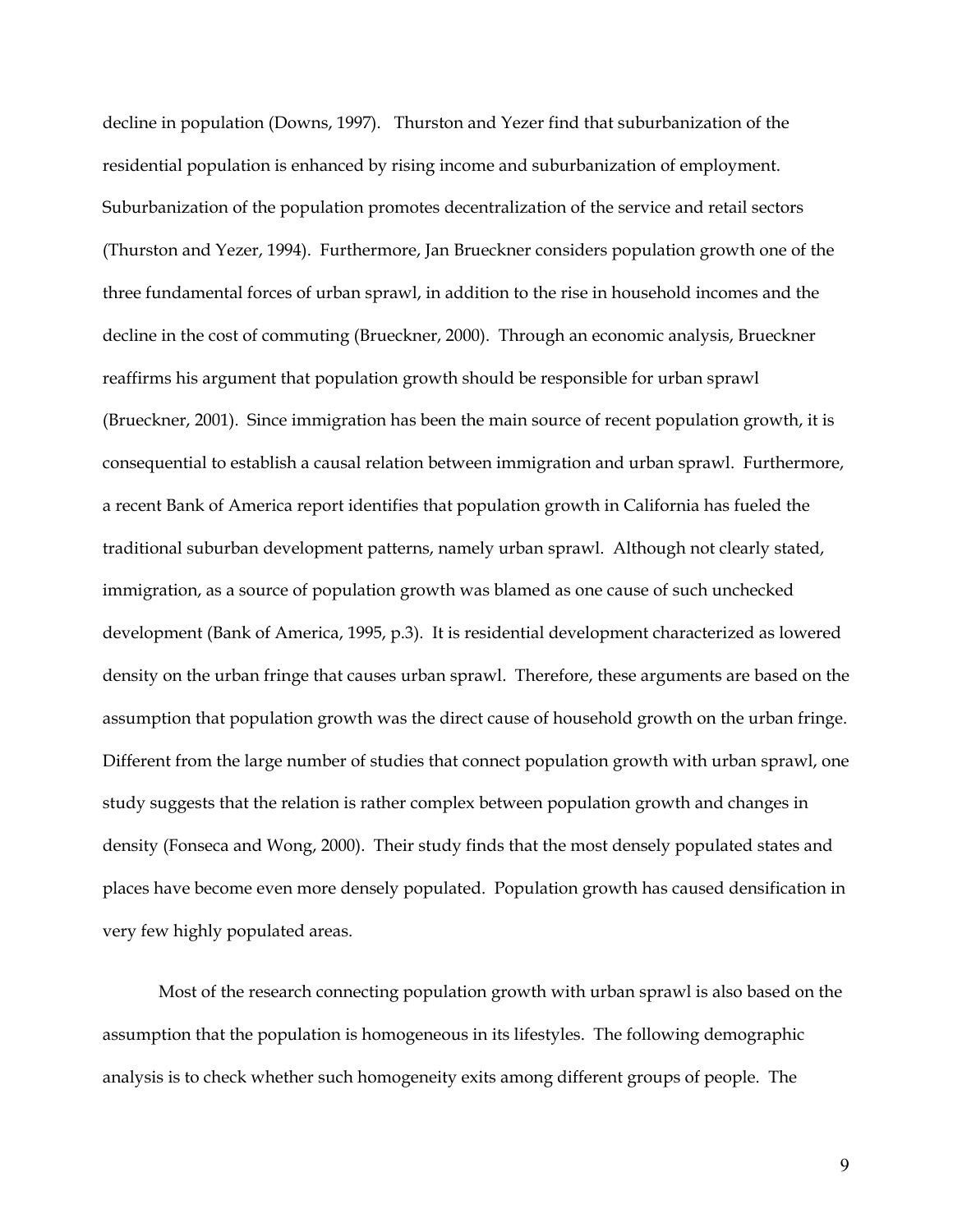decline in population (Downs, 1997). Thurston and Yezer find that suburbanization of the residential population is enhanced by rising income and suburbanization of employment. Suburbanization of the population promotes decentralization of the service and retail sectors (Thurston and Yezer, 1994). Furthermore, Jan Brueckner considers population growth one of the three fundamental forces of urban sprawl, in addition to the rise in household incomes and the decline in the cost of commuting (Brueckner, 2000). Through an economic analysis, Brueckner reaffirms his argument that population growth should be responsible for urban sprawl (Brueckner, 2001). Since immigration has been the main source of recent population growth, it is consequential to establish a causal relation between immigration and urban sprawl. Furthermore, a recent Bank of America report identifies that population growth in California has fueled the traditional suburban development patterns, namely urban sprawl. Although not clearly stated, immigration, as a source of population growth was blamed as one cause of such unchecked development (Bank of America, 1995, p.3). It is residential development characterized as lowered density on the urban fringe that causes urban sprawl. Therefore, these arguments are based on the assumption that population growth was the direct cause of household growth on the urban fringe. Different from the large number of studies that connect population growth with urban sprawl, one study suggests that the relation is rather complex between population growth and changes in density (Fonseca and Wong, 2000). Their study finds that the most densely populated states and places have become even more densely populated. Population growth has caused densification in very few highly populated areas.

Most of the research connecting population growth with urban sprawl is also based on the assumption that the population is homogeneous in its lifestyles. The following demographic analysis is to check whether such homogeneity exits among different groups of people. The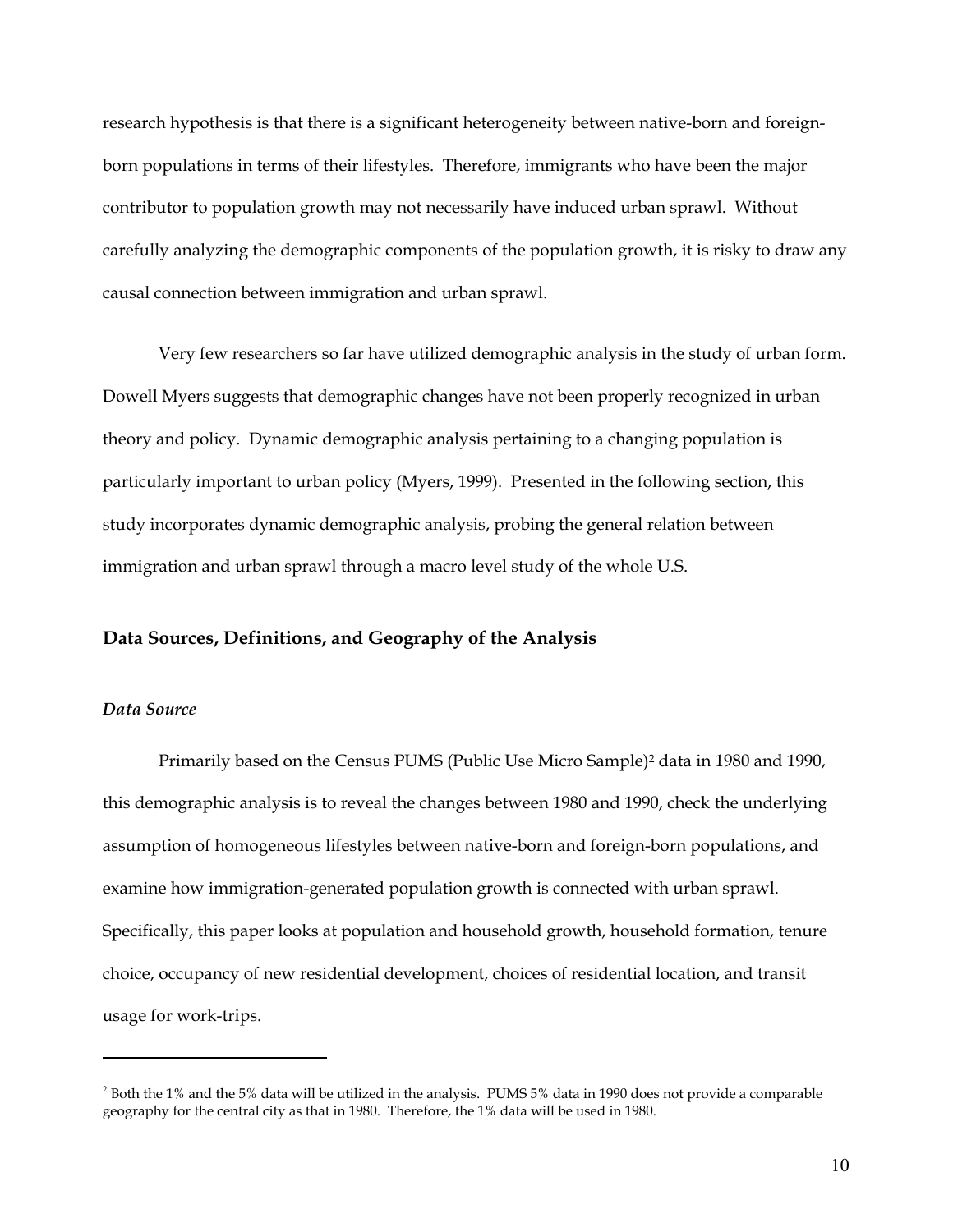research hypothesis is that there is a significant heterogeneity between native-born and foreign-born populations in terms of their lifestyles. Therefore, immigrants who have been the major contributor to population growth may not necessarily have induced urban sprawl. Without carefully analyzing the demographic components of the population growth, it is risky to draw any causal connection between immigration and urban sprawl.

Very few researchers so far have utilized demographic analysis in the study of urban form. Dowell Myers suggests that demographic changes have not been properly recognized in urban theory and policy. Dynamic demographic analysis pertaining to a changing population is particularly important to urban policy (Myers, 1999). Presented in the following section, this study incorporates dynamic demographic analysis, probing the general relation between immigration and urban sprawl through a macro level study of the whole U.S.

## Data Sources, Definitions, and Geography of the Analysis

### *Data Source*

Primarily based on the Census PUMS (Public Use Micro Sample)[2] data in 1980 and 1990, this demographic analysis is to reveal the changes between 1980 and 1990, check the underlying assumption of homogeneous lifestyles between native-born and foreign-born populations, and examine how immigration-generated population growth is connected with urban sprawl. Specifically, this paper looks at population and household growth, household formation, tenure choice, occupancy of new residential development, choices of residential location, and transit usage for work-trips.

---

[2] Both the 1% and the 5% data will be utilized in the analysis. PUMS 5% data in 1990 does not provide a comparable geography for the central city as that in 1980. Therefore, the 1% data will be used in 1980.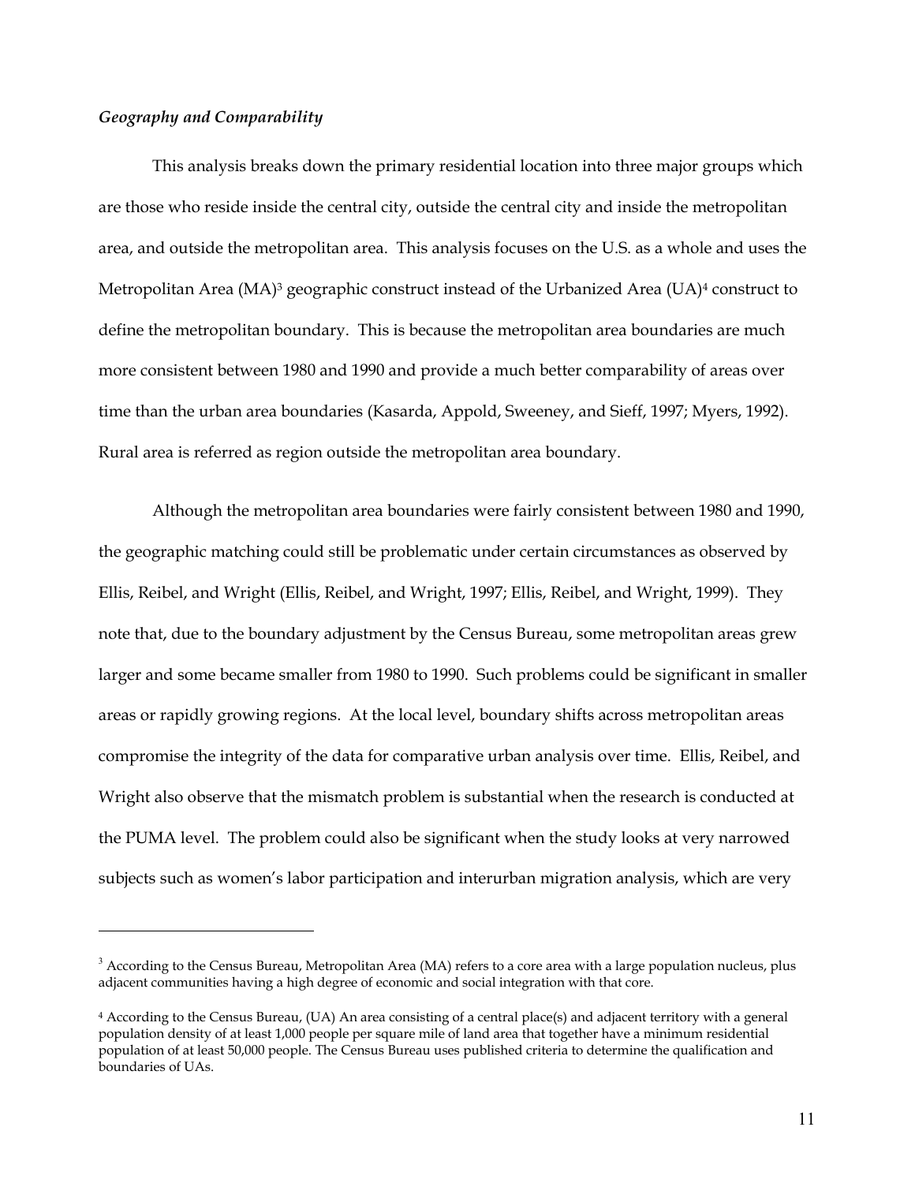*Geography and Comparability*

This analysis breaks down the primary residential location into three major groups which are those who reside inside the central city, outside the central city and inside the metropolitan area, and outside the metropolitan area. This analysis focuses on the U.S. as a whole and uses the Metropolitan Area (MA)[3] geographic construct instead of the Urbanized Area (UA)[4] construct to define the metropolitan boundary. This is because the metropolitan area boundaries are much more consistent between 1980 and 1990 and provide a much better comparability of areas over time than the urban area boundaries (Kasarda, Appold, Sweeney, and Sieff, 1997; Myers, 1992). Rural area is referred as region outside the metropolitan area boundary.

Although the metropolitan area boundaries were fairly consistent between 1980 and 1990, the geographic matching could still be problematic under certain circumstances as observed by Ellis, Reibel, and Wright (Ellis, Reibel, and Wright, 1997; Ellis, Reibel, and Wright, 1999). They note that, due to the boundary adjustment by the Census Bureau, some metropolitan areas grew larger and some became smaller from 1980 to 1990. Such problems could be significant in smaller areas or rapidly growing regions. At the local level, boundary shifts across metropolitan areas compromise the integrity of the data for comparative urban analysis over time. Ellis, Reibel, and Wright also observe that the mismatch problem is substantial when the research is conducted at the PUMA level. The problem could also be significant when the study looks at very narrowed subjects such as women's labor participation and interurban migration analysis, which are very

---

[3] According to the Census Bureau, Metropolitan Area (MA) refers to a core area with a large population nucleus, plus adjacent communities having a high degree of economic and social integration with that core.

[4] According to the Census Bureau, (UA) An area consisting of a central place(s) and adjacent territory with a general population density of at least 1,000 people per square mile of land area that together have a minimum residential population of at least 50,000 people. The Census Bureau uses published criteria to determine the qualification and boundaries of UAs.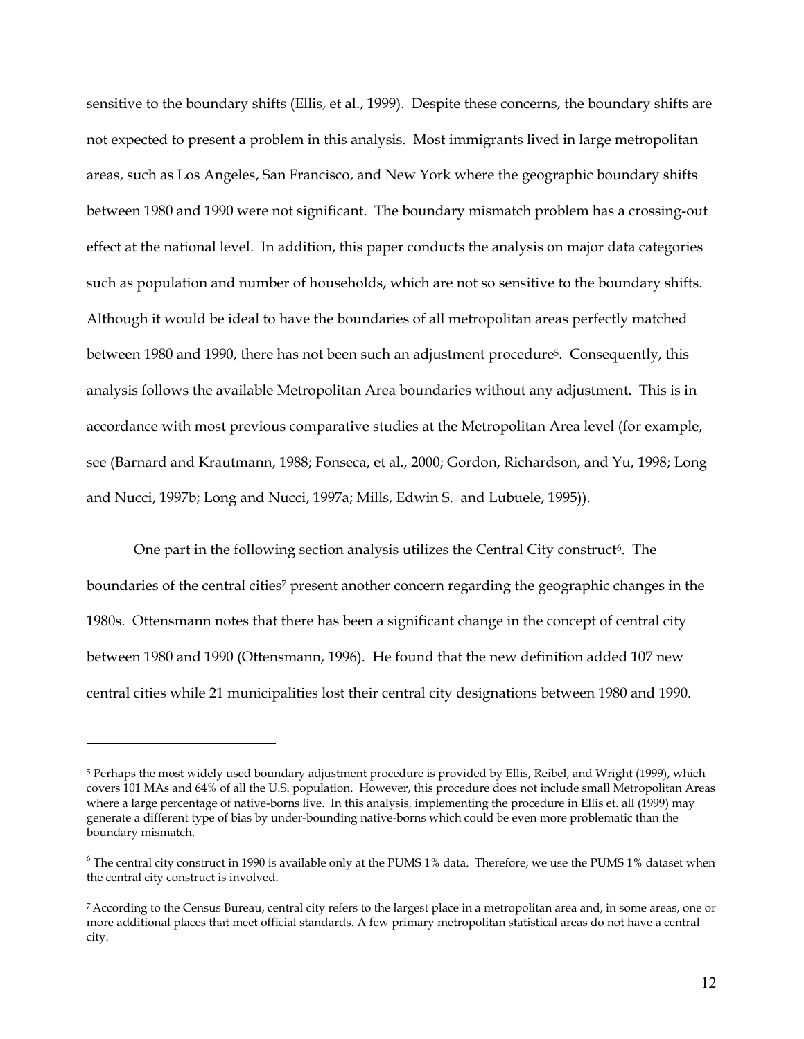sensitive to the boundary shifts (Ellis, et al., 1999). Despite these concerns, the boundary shifts are not expected to present a problem in this analysis. Most immigrants lived in large metropolitan areas, such as Los Angeles, San Francisco, and New York where the geographic boundary shifts between 1980 and 1990 were not significant. The boundary mismatch problem has a crossing-out effect at the national level. In addition, this paper conducts the analysis on major data categories such as population and number of households, which are not so sensitive to the boundary shifts. Although it would be ideal to have the boundaries of all metropolitan areas perfectly matched between 1980 and 1990, there has not been such an adjustment procedure[5]. Consequently, this analysis follows the available Metropolitan Area boundaries without any adjustment. This is in accordance with most previous comparative studies at the Metropolitan Area level (for example, see (Barnard and Krautmann, 1988; Fonseca, et al., 2000; Gordon, Richardson, and Yu, 1998; Long and Nucci, 1997b; Long and Nucci, 1997a; Mills, Edwin S. and Lubuele, 1995)).

One part in the following section analysis utilizes the Central City construct[6]. The boundaries of the central cities[7] present another concern regarding the geographic changes in the 1980s. Ottensmann notes that there has been a significant change in the concept of central city between 1980 and 1990 (Ottensmann, 1996). He found that the new definition added 107 new central cities while 21 municipalities lost their central city designations between 1980 and 1990.

---

[5] Perhaps the most widely used boundary adjustment procedure is provided by Ellis, Reibel, and Wright (1999), which covers 101 MAs and 64% of all the U.S. population. However, this procedure does not include small Metropolitan Areas where a large percentage of native-borns live. In this analysis, implementing the procedure in Ellis et. all (1999) may generate a different type of bias by under-bounding native-borns which could be even more problematic than the boundary mismatch.

[6] The central city construct in 1990 is available only at the PUMS 1% data. Therefore, we use the PUMS 1% dataset when the central city construct is involved.

[7] According to the Census Bureau, central city refers to the largest place in a metropolitan area and, in some areas, one or more additional places that meet official standards. A few primary metropolitan statistical areas do not have a central city.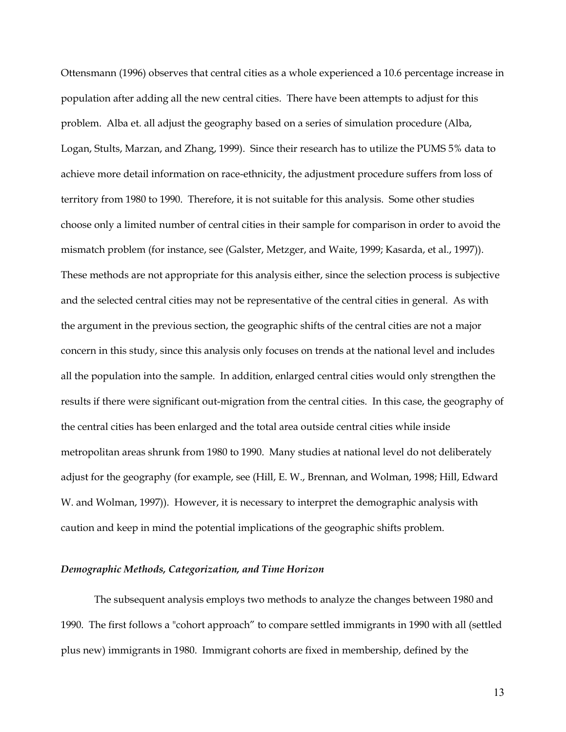Ottensmann (1996) observes that central cities as a whole experienced a 10.6 percentage increase in population after adding all the new central cities. There have been attempts to adjust for this problem. Alba et. all adjust the geography based on a series of simulation procedure (Alba, Logan, Stults, Marzan, and Zhang, 1999). Since their research has to utilize the PUMS 5% data to achieve more detail information on race-ethnicity, the adjustment procedure suffers from loss of territory from 1980 to 1990. Therefore, it is not suitable for this analysis. Some other studies choose only a limited number of central cities in their sample for comparison in order to avoid the mismatch problem (for instance, see (Galster, Metzger, and Waite, 1999; Kasarda, et al., 1997)). These methods are not appropriate for this analysis either, since the selection process is subjective and the selected central cities may not be representative of the central cities in general. As with the argument in the previous section, the geographic shifts of the central cities are not a major concern in this study, since this analysis only focuses on trends at the national level and includes all the population into the sample. In addition, enlarged central cities would only strengthen the results if there were significant out-migration from the central cities. In this case, the geography of the central cities has been enlarged and the total area outside central cities while inside metropolitan areas shrunk from 1980 to 1990. Many studies at national level do not deliberately adjust for the geography (for example, see (Hill, E. W., Brennan, and Wolman, 1998; Hill, Edward W. and Wolman, 1997)). However, it is necessary to interpret the demographic analysis with caution and keep in mind the potential implications of the geographic shifts problem.

### *Demographic Methods, Categorization, and Time Horizon*

The subsequent analysis employs two methods to analyze the changes between 1980 and 1990. The first follows a "cohort approach" to compare settled immigrants in 1990 with all (settled plus new) immigrants in 1980. Immigrant cohorts are fixed in membership, defined by the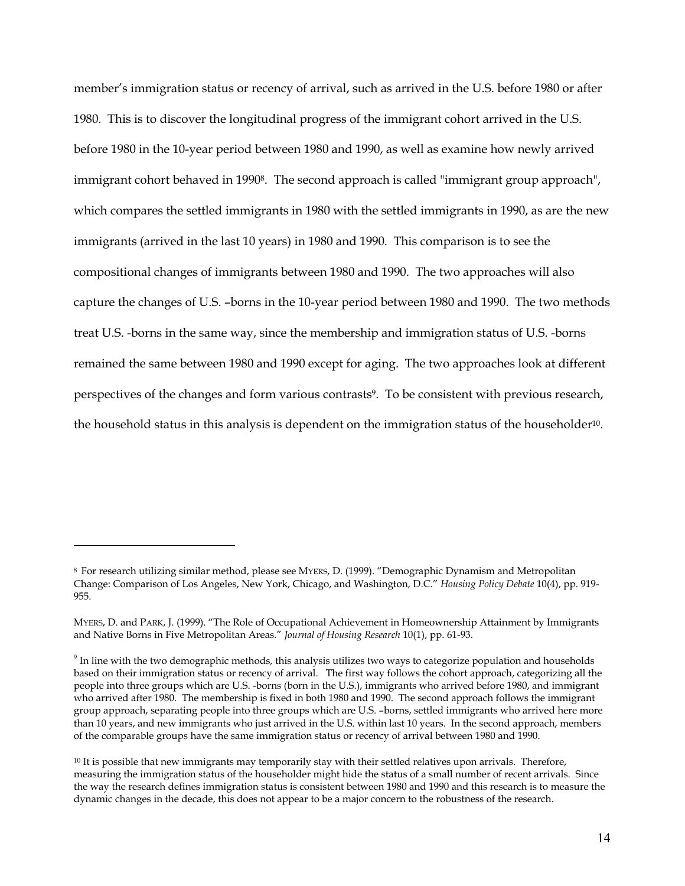member's immigration status or recency of arrival, such as arrived in the U.S. before 1980 or after 1980. This is to discover the longitudinal progress of the immigrant cohort arrived in the U.S. before 1980 in the 10-year period between 1980 and 1990, as well as examine how newly arrived immigrant cohort behaved in 1990[8]. The second approach is called "immigrant group approach", which compares the settled immigrants in 1980 with the settled immigrants in 1990, as are the new immigrants (arrived in the last 10 years) in 1980 and 1990. This comparison is to see the compositional changes of immigrants between 1980 and 1990. The two approaches will also capture the changes of U.S. –borns in the 10-year period between 1980 and 1990. The two methods treat U.S. -borns in the same way, since the membership and immigration status of U.S. -borns remained the same between 1980 and 1990 except for aging. The two approaches look at different perspectives of the changes and form various contrasts[9]. To be consistent with previous research, the household status in this analysis is dependent on the immigration status of the householder[10].

---

[8] For research utilizing similar method, please see MYERS, D. (1999). "Demographic Dynamism and Metropolitan Change: Comparison of Los Angeles, New York, Chicago, and Washington, D.C." *Housing Policy Debate* 10(4), pp. 919-955.

MYERS, D. and PARK, J. (1999). "The Role of Occupational Achievement in Homeownership Attainment by Immigrants and Native Borns in Five Metropolitan Areas." *Journal of Housing Research* 10(1), pp. 61-93.

[9] In line with the two demographic methods, this analysis utilizes two ways to categorize population and households based on their immigration status or recency of arrival. The first way follows the cohort approach, categorizing all the people into three groups which are U.S. -borns (born in the U.S.), immigrants who arrived before 1980, and immigrant who arrived after 1980. The membership is fixed in both 1980 and 1990. The second approach follows the immigrant group approach, separating people into three groups which are U.S. –borns, settled immigrants who arrived here more than 10 years, and new immigrants who just arrived in the U.S. within last 10 years. In the second approach, members of the comparable groups have the same immigration status or recency of arrival between 1980 and 1990.

[10] It is possible that new immigrants may temporarily stay with their settled relatives upon arrivals. Therefore, measuring the immigration status of the householder might hide the status of a small number of recent arrivals. Since the way the research defines immigration status is consistent between 1980 and 1990 and this research is to measure the dynamic changes in the decade, this does not appear to be a major concern to the robustness of the research.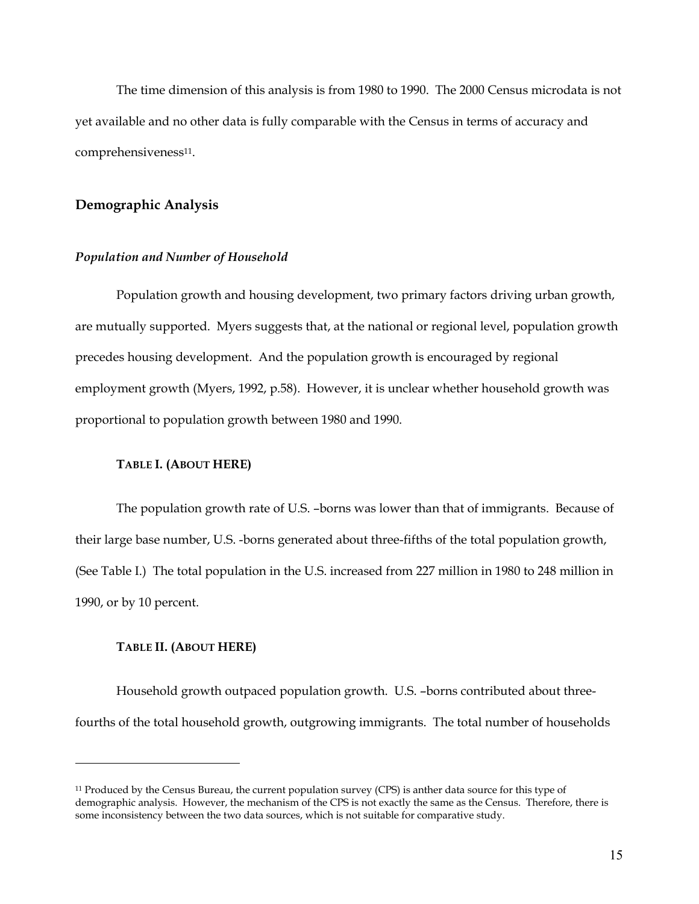The time dimension of this analysis is from 1980 to 1990. The 2000 Census microdata is not yet available and no other data is fully comparable with the Census in terms of accuracy and comprehensiveness[11].

## Demographic Analysis

### *Population and Number of Household*

Population growth and housing development, two primary factors driving urban growth, are mutually supported. Myers suggests that, at the national or regional level, population growth precedes housing development. And the population growth is encouraged by regional employment growth (Myers, 1992, p.58). However, it is unclear whether household growth was proportional to population growth between 1980 and 1990.

**TABLE I. (ABOUT HERE)**

The population growth rate of U.S. –borns was lower than that of immigrants. Because of their large base number, U.S. -borns generated about three-fifths of the total population growth, (See Table I.) The total population in the U.S. increased from 227 million in 1980 to 248 million in 1990, or by 10 percent.

**TABLE II. (ABOUT HERE)**

Household growth outpaced population growth. U.S. –borns contributed about three-fourths of the total household growth, outgrowing immigrants. The total number of households

[11] Produced by the Census Bureau, the current population survey (CPS) is anther data source for this type of demographic analysis. However, the mechanism of the CPS is not exactly the same as the Census. Therefore, there is some inconsistency between the two data sources, which is not suitable for comparative study.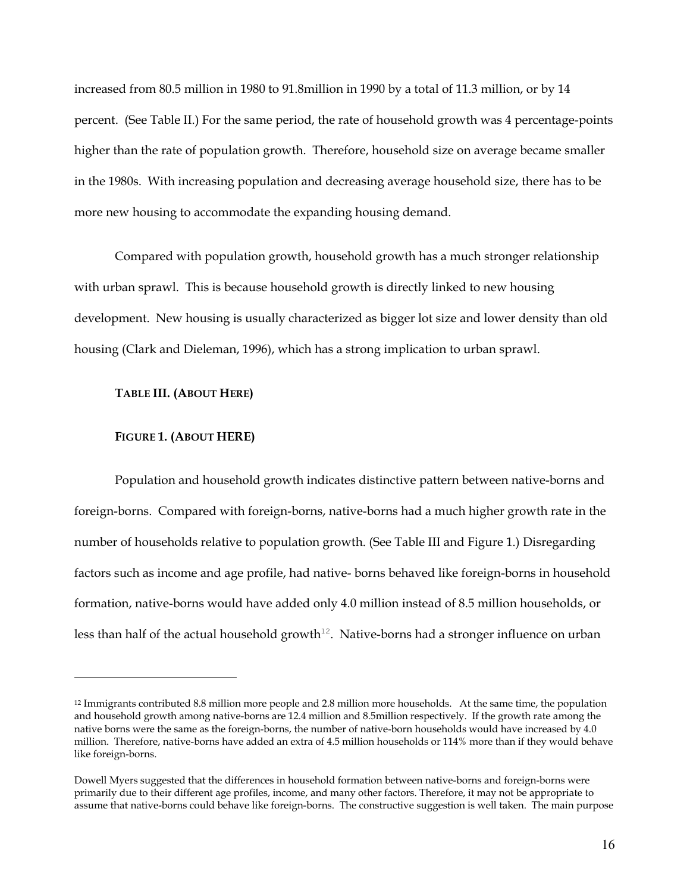increased from 80.5 million in 1980 to 91.8million in 1990 by a total of 11.3 million, or by 14 percent. (See Table II.) For the same period, the rate of household growth was 4 percentage-points higher than the rate of population growth. Therefore, household size on average became smaller in the 1980s. With increasing population and decreasing average household size, there has to be more new housing to accommodate the expanding housing demand.

Compared with population growth, household growth has a much stronger relationship with urban sprawl. This is because household growth is directly linked to new housing development. New housing is usually characterized as bigger lot size and lower density than old housing (Clark and Dieleman, 1996), which has a strong implication to urban sprawl.

**TABLE III. (ABOUT HERE)**

**FIGURE 1. (ABOUT HERE)**

Population and household growth indicates distinctive pattern between native-borns and foreign-borns. Compared with foreign-borns, native-borns had a much higher growth rate in the number of households relative to population growth. (See Table III and Figure 1.) Disregarding factors such as income and age profile, had native- borns behaved like foreign-borns in household formation, native-borns would have added only 4.0 million instead of 8.5 million households, or less than half of the actual household growth[12]. Native-borns had a stronger influence on urban

---

[12] Immigrants contributed 8.8 million more people and 2.8 million more households. At the same time, the population and household growth among native-borns are 12.4 million and 8.5million respectively. If the growth rate among the native borns were the same as the foreign-borns, the number of native-born households would have increased by 4.0 million. Therefore, native-borns have added an extra of 4.5 million households or 114% more than if they would behave like foreign-borns.

Dowell Myers suggested that the differences in household formation between native-borns and foreign-borns were primarily due to their different age profiles, income, and many other factors. Therefore, it may not be appropriate to assume that native-borns could behave like foreign-borns. The constructive suggestion is well taken. The main purpose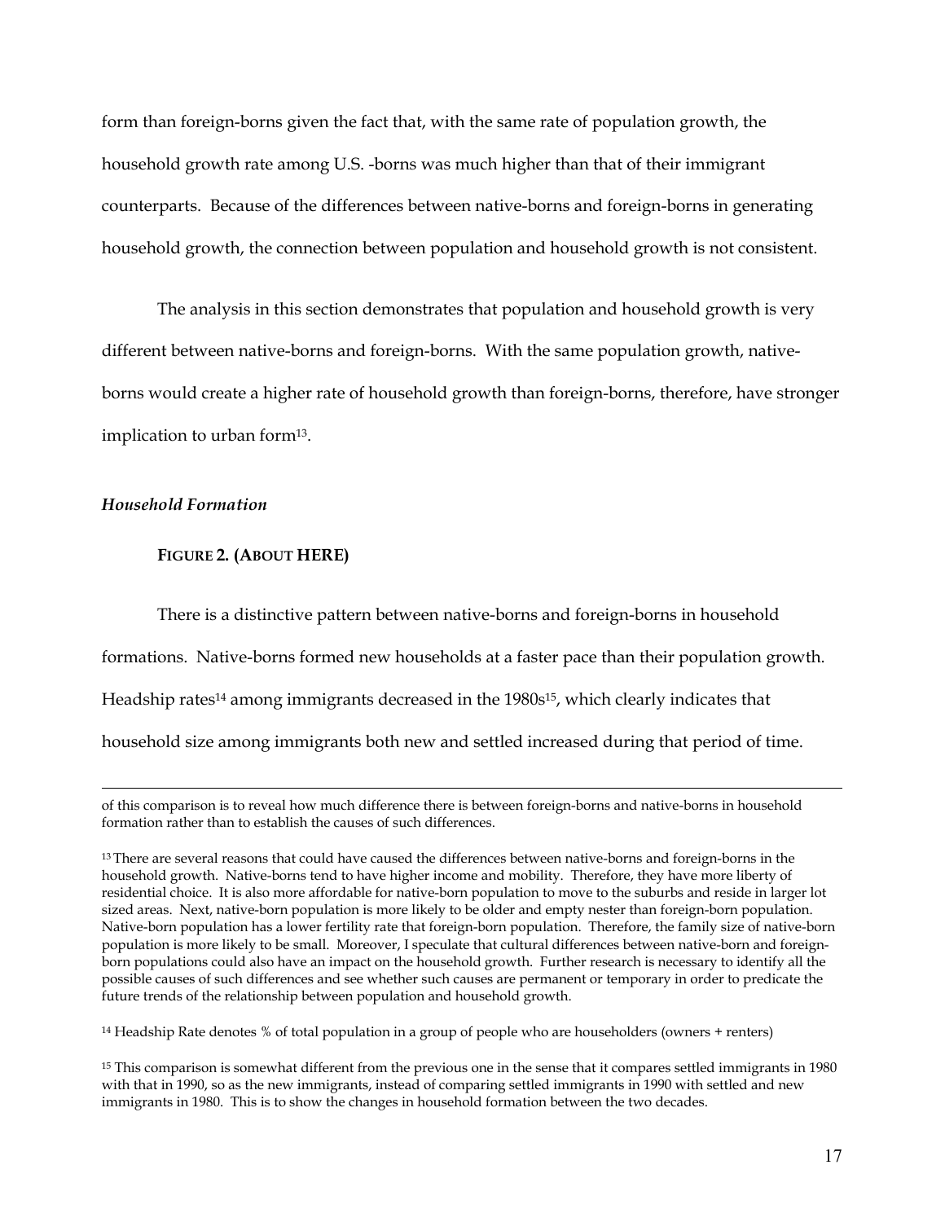form than foreign-borns given the fact that, with the same rate of population growth, the household growth rate among U.S. -borns was much higher than that of their immigrant counterparts. Because of the differences between native-borns and foreign-borns in generating household growth, the connection between population and household growth is not consistent.

The analysis in this section demonstrates that population and household growth is very different between native-borns and foreign-borns. With the same population growth, native-borns would create a higher rate of household growth than foreign-borns, therefore, have stronger implication to urban form[13].

### *Household Formation*

**FIGURE 2. (ABOUT HERE)**

There is a distinctive pattern between native-borns and foreign-borns in household formations. Native-borns formed new households at a faster pace than their population growth. Headship rates[14] among immigrants decreased in the 1980s[15], which clearly indicates that household size among immigrants both new and settled increased during that period of time.

---

of this comparison is to reveal how much difference there is between foreign-borns and native-borns in household formation rather than to establish the causes of such differences.

[13] There are several reasons that could have caused the differences between native-borns and foreign-borns in the household growth. Native-borns tend to have higher income and mobility. Therefore, they have more liberty of residential choice. It is also more affordable for native-born population to move to the suburbs and reside in larger lot sized areas. Next, native-born population is more likely to be older and empty nester than foreign-born population. Native-born population has a lower fertility rate that foreign-born population. Therefore, the family size of native-born population is more likely to be small. Moreover, I speculate that cultural differences between native-born and foreign-born populations could also have an impact on the household growth. Further research is necessary to identify all the possible causes of such differences and see whether such causes are permanent or temporary in order to predicate the future trends of the relationship between population and household growth.

[14] Headship Rate denotes % of total population in a group of people who are householders (owners + renters)

[15] This comparison is somewhat different from the previous one in the sense that it compares settled immigrants in 1980 with that in 1990, so as the new immigrants, instead of comparing settled immigrants in 1990 with settled and new immigrants in 1980. This is to show the changes in household formation between the two decades.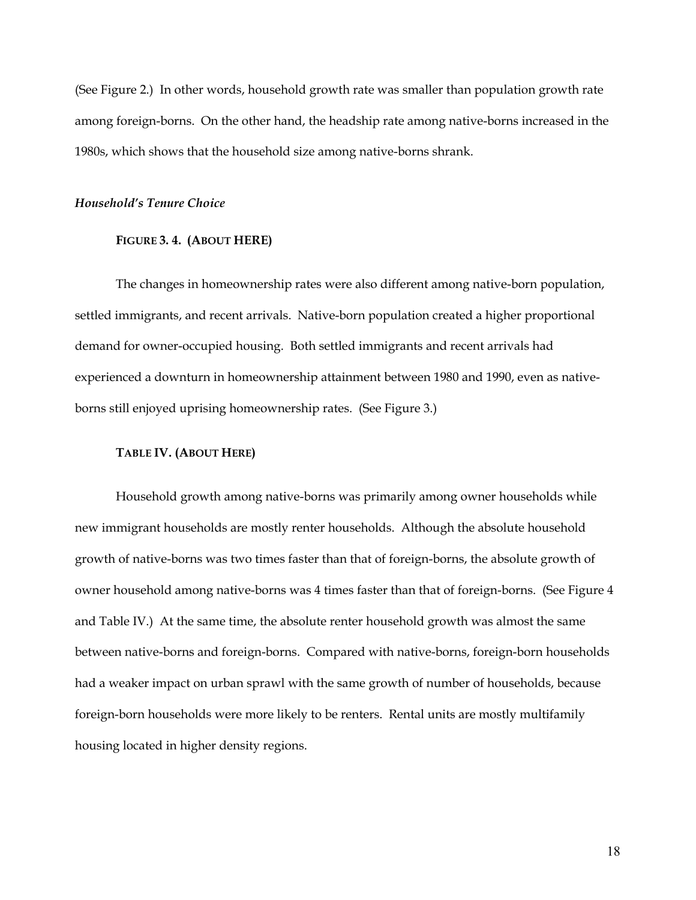(See Figure 2.) In other words, household growth rate was smaller than population growth rate among foreign-borns. On the other hand, the headship rate among native-borns increased in the 1980s, which shows that the household size among native-borns shrank.

### *Household's Tenure Choice*

**FIGURE 3. 4. (ABOUT HERE)**

The changes in homeownership rates were also different among native-born population, settled immigrants, and recent arrivals. Native-born population created a higher proportional demand for owner-occupied housing. Both settled immigrants and recent arrivals had experienced a downturn in homeownership attainment between 1980 and 1990, even as native-borns still enjoyed uprising homeownership rates. (See Figure 3.)

**TABLE IV. (ABOUT HERE)**

Household growth among native-borns was primarily among owner households while new immigrant households are mostly renter households. Although the absolute household growth of native-borns was two times faster than that of foreign-borns, the absolute growth of owner household among native-borns was 4 times faster than that of foreign-borns. (See Figure 4 and Table IV.) At the same time, the absolute renter household growth was almost the same between native-borns and foreign-borns. Compared with native-borns, foreign-born households had a weaker impact on urban sprawl with the same growth of number of households, because foreign-born households were more likely to be renters. Rental units are mostly multifamily housing located in higher density regions.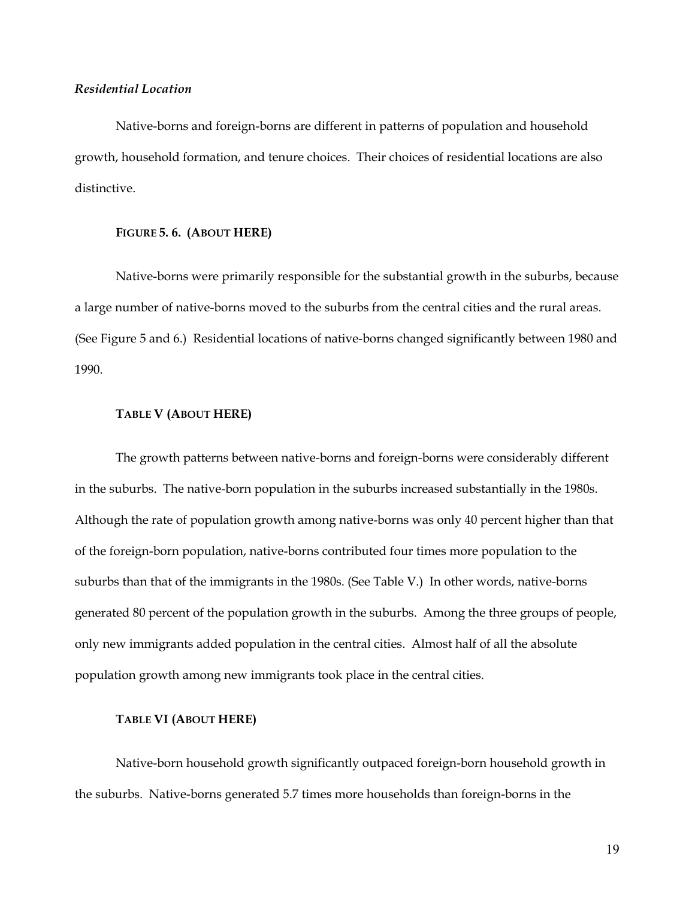### *Residential Location*

Native-borns and foreign-borns are different in patterns of population and household growth, household formation, and tenure choices. Their choices of residential locations are also distinctive.

**FIGURE 5. 6. (ABOUT HERE)**

Native-borns were primarily responsible for the substantial growth in the suburbs, because a large number of native-borns moved to the suburbs from the central cities and the rural areas. (See Figure 5 and 6.) Residential locations of native-borns changed significantly between 1980 and 1990.

**TABLE V (ABOUT HERE)**

The growth patterns between native-borns and foreign-borns were considerably different in the suburbs. The native-born population in the suburbs increased substantially in the 1980s. Although the rate of population growth among native-borns was only 40 percent higher than that of the foreign-born population, native-borns contributed four times more population to the suburbs than that of the immigrants in the 1980s. (See Table V.) In other words, native-borns generated 80 percent of the population growth in the suburbs. Among the three groups of people, only new immigrants added population in the central cities. Almost half of all the absolute population growth among new immigrants took place in the central cities.

**TABLE VI (ABOUT HERE)**

Native-born household growth significantly outpaced foreign-born household growth in the suburbs. Native-borns generated 5.7 times more households than foreign-borns in the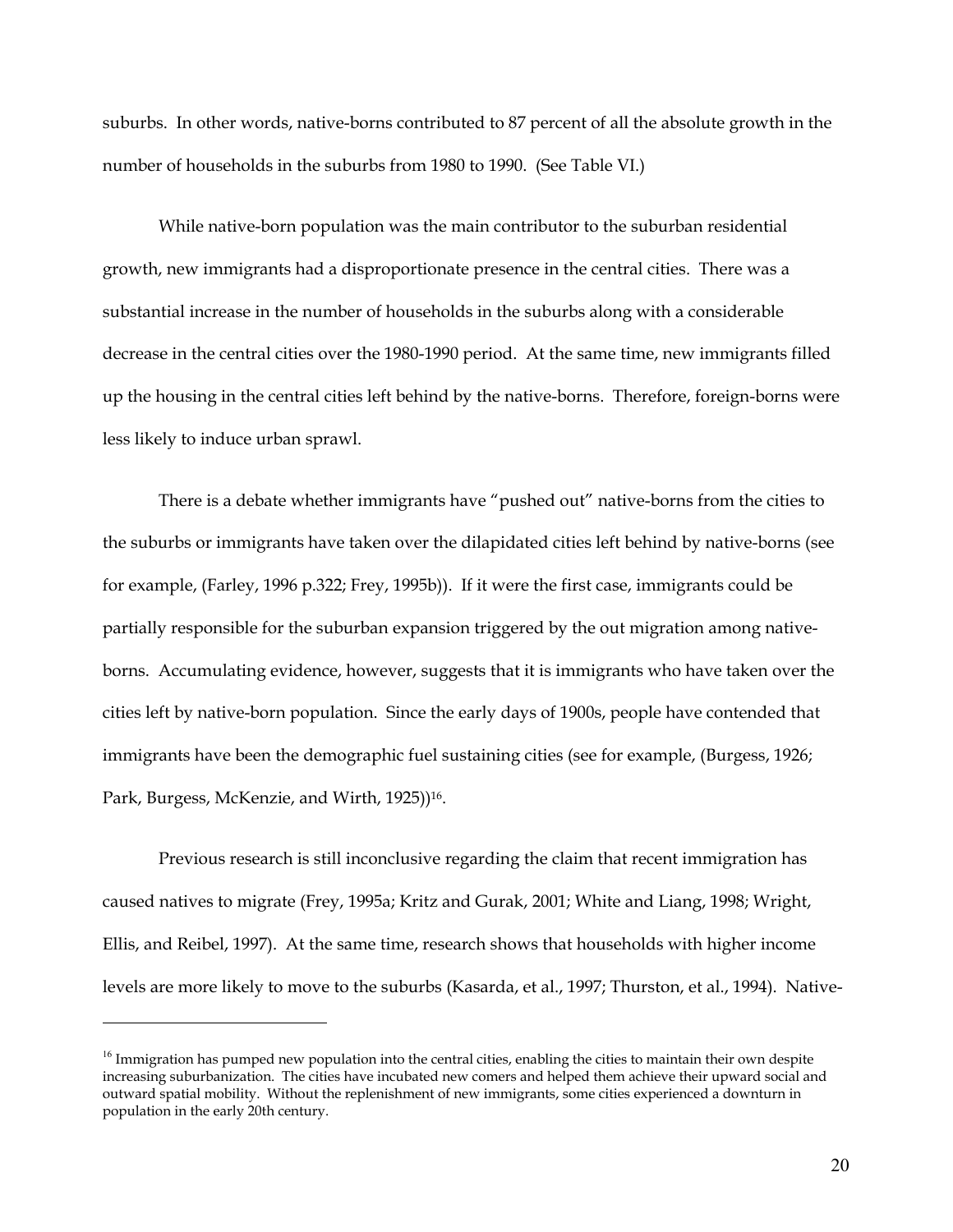suburbs. In other words, native-borns contributed to 87 percent of all the absolute growth in the number of households in the suburbs from 1980 to 1990. (See Table VI.)

While native-born population was the main contributor to the suburban residential growth, new immigrants had a disproportionate presence in the central cities. There was a substantial increase in the number of households in the suburbs along with a considerable decrease in the central cities over the 1980-1990 period. At the same time, new immigrants filled up the housing in the central cities left behind by the native-borns. Therefore, foreign-borns were less likely to induce urban sprawl.

There is a debate whether immigrants have "pushed out" native-borns from the cities to the suburbs or immigrants have taken over the dilapidated cities left behind by native-borns (see for example, (Farley, 1996 p.322; Frey, 1995b)). If it were the first case, immigrants could be partially responsible for the suburban expansion triggered by the out migration among native-borns. Accumulating evidence, however, suggests that it is immigrants who have taken over the cities left by native-born population. Since the early days of 1900s, people have contended that immigrants have been the demographic fuel sustaining cities (see for example, (Burgess, 1926; Park, Burgess, McKenzie, and Wirth, 1925))[16].

Previous research is still inconclusive regarding the claim that recent immigration has caused natives to migrate (Frey, 1995a; Kritz and Gurak, 2001; White and Liang, 1998; Wright, Ellis, and Reibel, 1997). At the same time, research shows that households with higher income levels are more likely to move to the suburbs (Kasarda, et al., 1997; Thurston, et al., 1994). Native-

---

[16] Immigration has pumped new population into the central cities, enabling the cities to maintain their own despite increasing suburbanization. The cities have incubated new comers and helped them achieve their upward social and outward spatial mobility. Without the replenishment of new immigrants, some cities experienced a downturn in population in the early 20th century.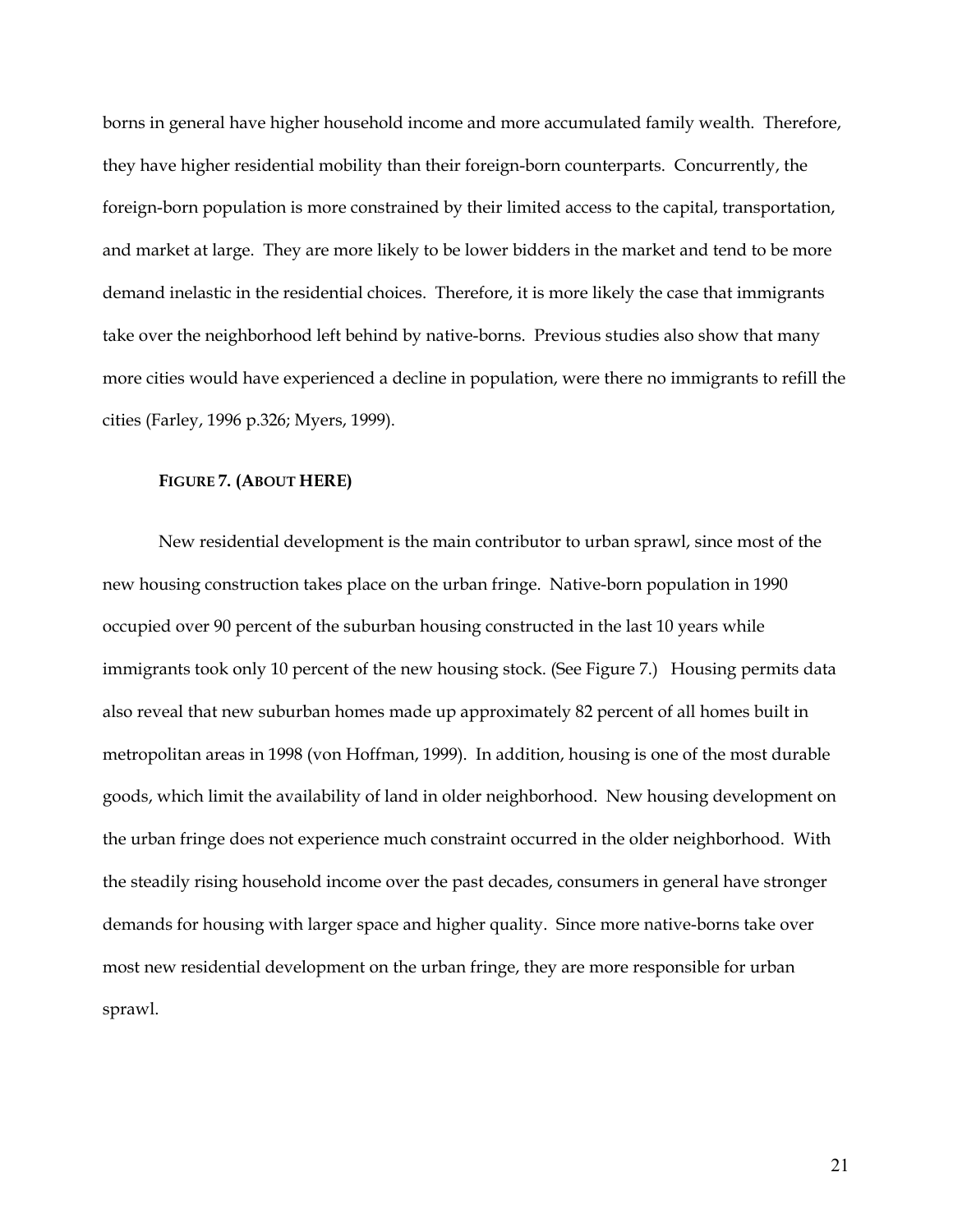borns in general have higher household income and more accumulated family wealth. Therefore, they have higher residential mobility than their foreign-born counterparts. Concurrently, the foreign-born population is more constrained by their limited access to the capital, transportation, and market at large. They are more likely to be lower bidders in the market and tend to be more demand inelastic in the residential choices. Therefore, it is more likely the case that immigrants take over the neighborhood left behind by native-borns. Previous studies also show that many more cities would have experienced a decline in population, were there no immigrants to refill the cities (Farley, 1996 p.326; Myers, 1999).

**FIGURE 7. (ABOUT HERE)**

New residential development is the main contributor to urban sprawl, since most of the new housing construction takes place on the urban fringe. Native-born population in 1990 occupied over 90 percent of the suburban housing constructed in the last 10 years while immigrants took only 10 percent of the new housing stock. (See Figure 7.) Housing permits data also reveal that new suburban homes made up approximately 82 percent of all homes built in metropolitan areas in 1998 (von Hoffman, 1999). In addition, housing is one of the most durable goods, which limit the availability of land in older neighborhood. New housing development on the urban fringe does not experience much constraint occurred in the older neighborhood. With the steadily rising household income over the past decades, consumers in general have stronger demands for housing with larger space and higher quality. Since more native-borns take over most new residential development on the urban fringe, they are more responsible for urban sprawl.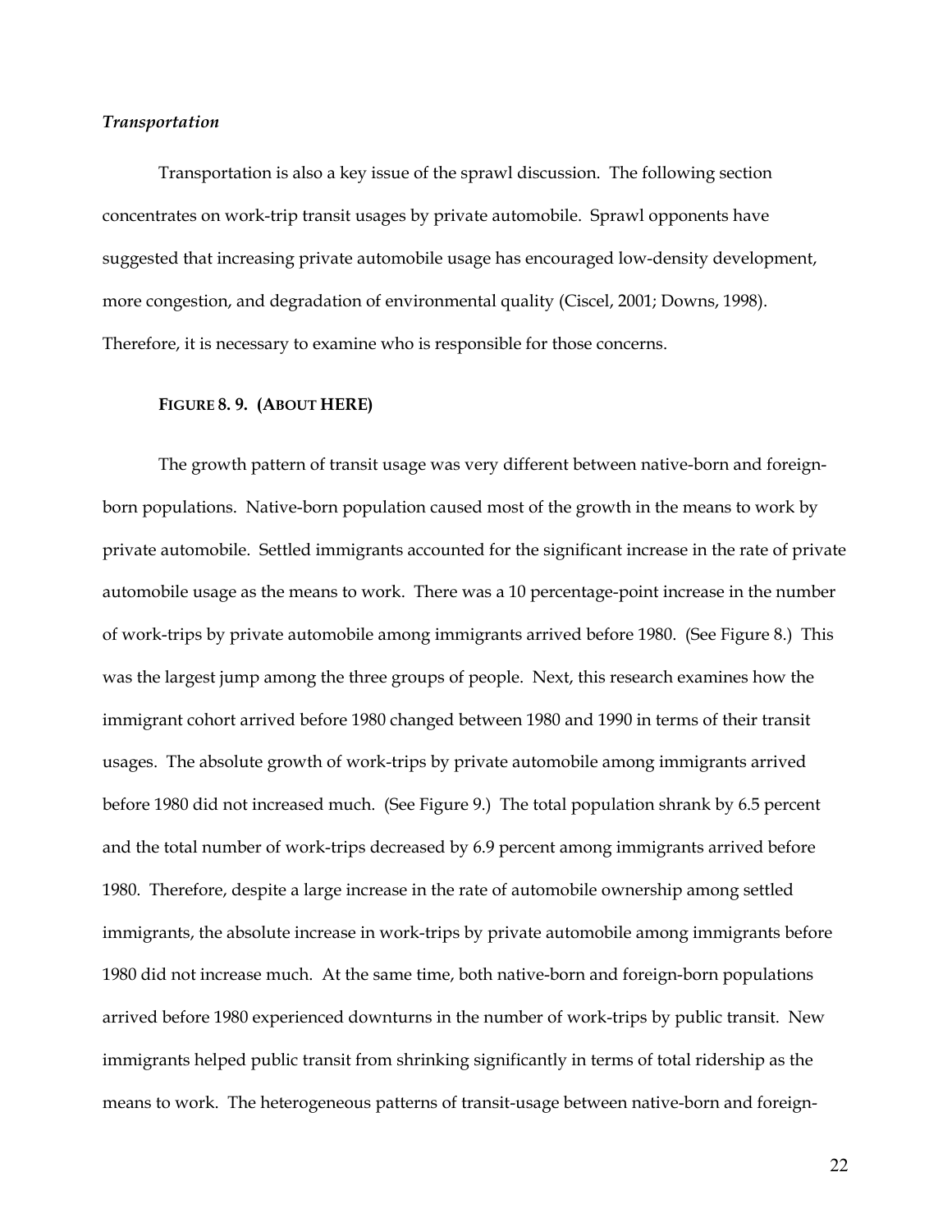*Transportation*

Transportation is also a key issue of the sprawl discussion. The following section concentrates on work-trip transit usages by private automobile. Sprawl opponents have suggested that increasing private automobile usage has encouraged low-density development, more congestion, and degradation of environmental quality (Ciscel, 2001; Downs, 1998). Therefore, it is necessary to examine who is responsible for those concerns.

**FIGURE 8. 9. (ABOUT HERE)**

The growth pattern of transit usage was very different between native-born and foreign-born populations. Native-born population caused most of the growth in the means to work by private automobile. Settled immigrants accounted for the significant increase in the rate of private automobile usage as the means to work. There was a 10 percentage-point increase in the number of work-trips by private automobile among immigrants arrived before 1980. (See Figure 8.) This was the largest jump among the three groups of people. Next, this research examines how the immigrant cohort arrived before 1980 changed between 1980 and 1990 in terms of their transit usages. The absolute growth of work-trips by private automobile among immigrants arrived before 1980 did not increased much. (See Figure 9.) The total population shrank by 6.5 percent and the total number of work-trips decreased by 6.9 percent among immigrants arrived before 1980. Therefore, despite a large increase in the rate of automobile ownership among settled immigrants, the absolute increase in work-trips by private automobile among immigrants before 1980 did not increase much. At the same time, both native-born and foreign-born populations arrived before 1980 experienced downturns in the number of work-trips by public transit. New immigrants helped public transit from shrinking significantly in terms of total ridership as the means to work. The heterogeneous patterns of transit-usage between native-born and foreign-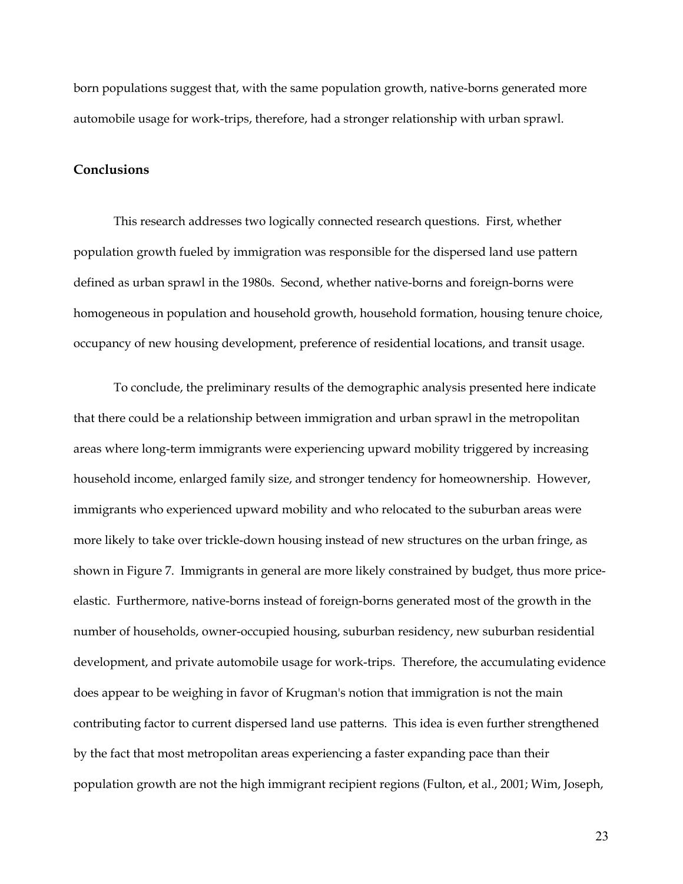born populations suggest that, with the same population growth, native-borns generated more automobile usage for work-trips, therefore, had a stronger relationship with urban sprawl.

## Conclusions

This research addresses two logically connected research questions. First, whether population growth fueled by immigration was responsible for the dispersed land use pattern defined as urban sprawl in the 1980s. Second, whether native-borns and foreign-borns were homogeneous in population and household growth, household formation, housing tenure choice, occupancy of new housing development, preference of residential locations, and transit usage.

To conclude, the preliminary results of the demographic analysis presented here indicate that there could be a relationship between immigration and urban sprawl in the metropolitan areas where long-term immigrants were experiencing upward mobility triggered by increasing household income, enlarged family size, and stronger tendency for homeownership. However, immigrants who experienced upward mobility and who relocated to the suburban areas were more likely to take over trickle-down housing instead of new structures on the urban fringe, as shown in Figure 7. Immigrants in general are more likely constrained by budget, thus more price-elastic. Furthermore, native-borns instead of foreign-borns generated most of the growth in the number of households, owner-occupied housing, suburban residency, new suburban residential development, and private automobile usage for work-trips. Therefore, the accumulating evidence does appear to be weighing in favor of Krugman's notion that immigration is not the main contributing factor to current dispersed land use patterns. This idea is even further strengthened by the fact that most metropolitan areas experiencing a faster expanding pace than their population growth are not the high immigrant recipient regions (Fulton, et al., 2001; Wim, Joseph,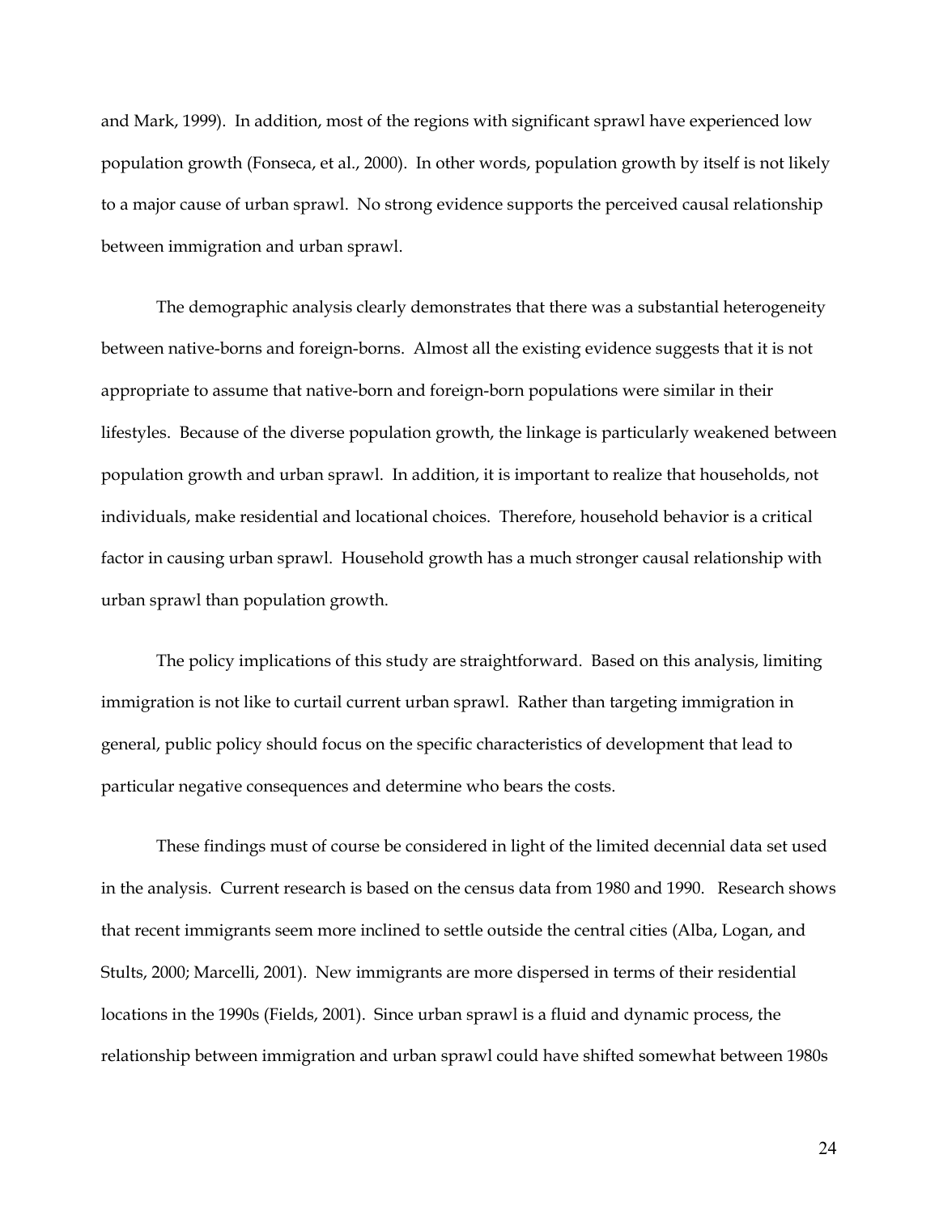and Mark, 1999). In addition, most of the regions with significant sprawl have experienced low population growth (Fonseca, et al., 2000). In other words, population growth by itself is not likely to a major cause of urban sprawl. No strong evidence supports the perceived causal relationship between immigration and urban sprawl.

The demographic analysis clearly demonstrates that there was a substantial heterogeneity between native-borns and foreign-borns. Almost all the existing evidence suggests that it is not appropriate to assume that native-born and foreign-born populations were similar in their lifestyles. Because of the diverse population growth, the linkage is particularly weakened between population growth and urban sprawl. In addition, it is important to realize that households, not individuals, make residential and locational choices. Therefore, household behavior is a critical factor in causing urban sprawl. Household growth has a much stronger causal relationship with urban sprawl than population growth.

The policy implications of this study are straightforward. Based on this analysis, limiting immigration is not like to curtail current urban sprawl. Rather than targeting immigration in general, public policy should focus on the specific characteristics of development that lead to particular negative consequences and determine who bears the costs.

These findings must of course be considered in light of the limited decennial data set used in the analysis. Current research is based on the census data from 1980 and 1990. Research shows that recent immigrants seem more inclined to settle outside the central cities (Alba, Logan, and Stults, 2000; Marcelli, 2001). New immigrants are more dispersed in terms of their residential locations in the 1990s (Fields, 2001). Since urban sprawl is a fluid and dynamic process, the relationship between immigration and urban sprawl could have shifted somewhat between 1980s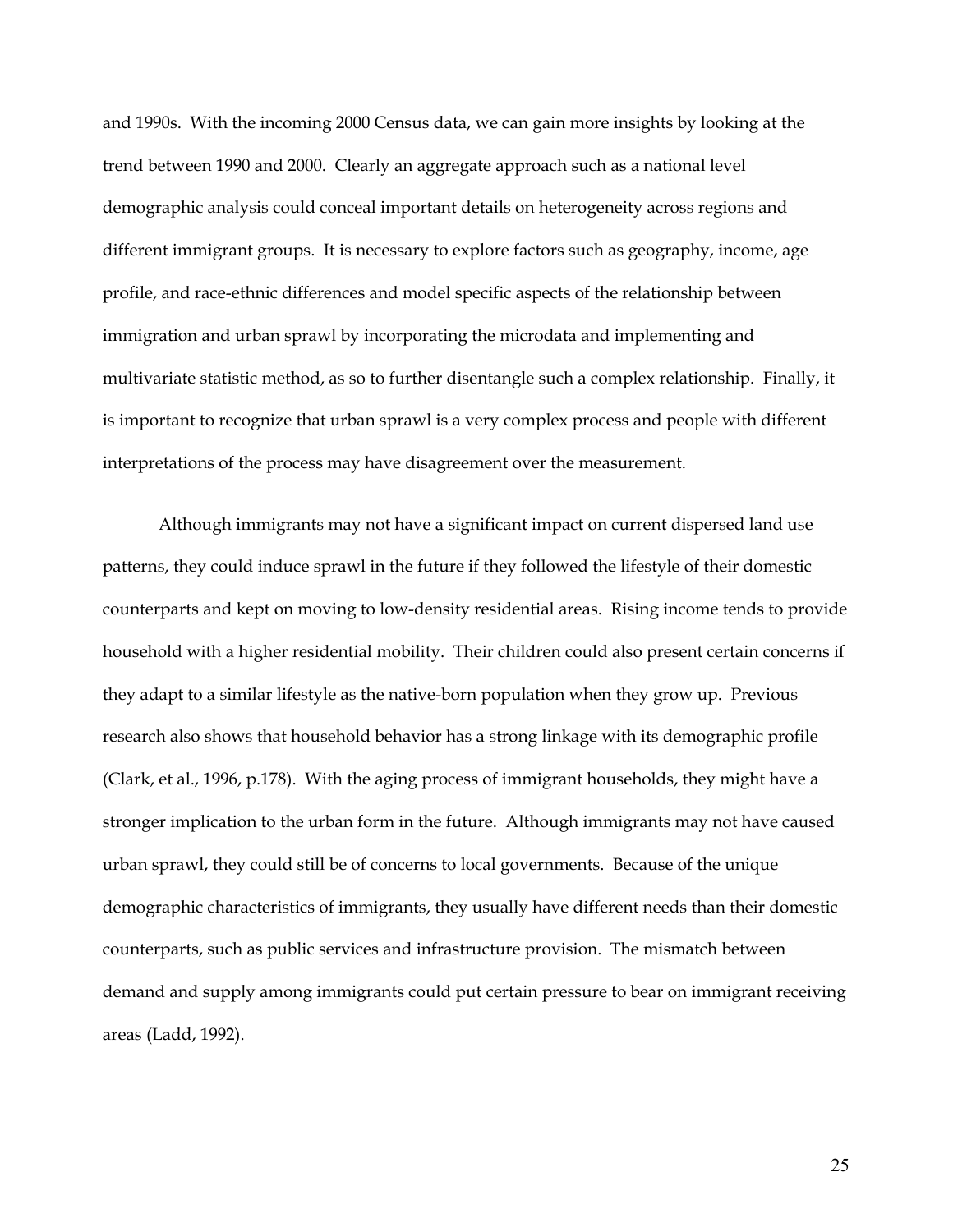and 1990s. With the incoming 2000 Census data, we can gain more insights by looking at the trend between 1990 and 2000. Clearly an aggregate approach such as a national level demographic analysis could conceal important details on heterogeneity across regions and different immigrant groups. It is necessary to explore factors such as geography, income, age profile, and race-ethnic differences and model specific aspects of the relationship between immigration and urban sprawl by incorporating the microdata and implementing and multivariate statistic method, as so to further disentangle such a complex relationship. Finally, it is important to recognize that urban sprawl is a very complex process and people with different interpretations of the process may have disagreement over the measurement.

Although immigrants may not have a significant impact on current dispersed land use patterns, they could induce sprawl in the future if they followed the lifestyle of their domestic counterparts and kept on moving to low-density residential areas. Rising income tends to provide household with a higher residential mobility. Their children could also present certain concerns if they adapt to a similar lifestyle as the native-born population when they grow up. Previous research also shows that household behavior has a strong linkage with its demographic profile (Clark, et al., 1996, p.178). With the aging process of immigrant households, they might have a stronger implication to the urban form in the future. Although immigrants may not have caused urban sprawl, they could still be of concerns to local governments. Because of the unique demographic characteristics of immigrants, they usually have different needs than their domestic counterparts, such as public services and infrastructure provision. The mismatch between demand and supply among immigrants could put certain pressure to bear on immigrant receiving areas (Ladd, 1992).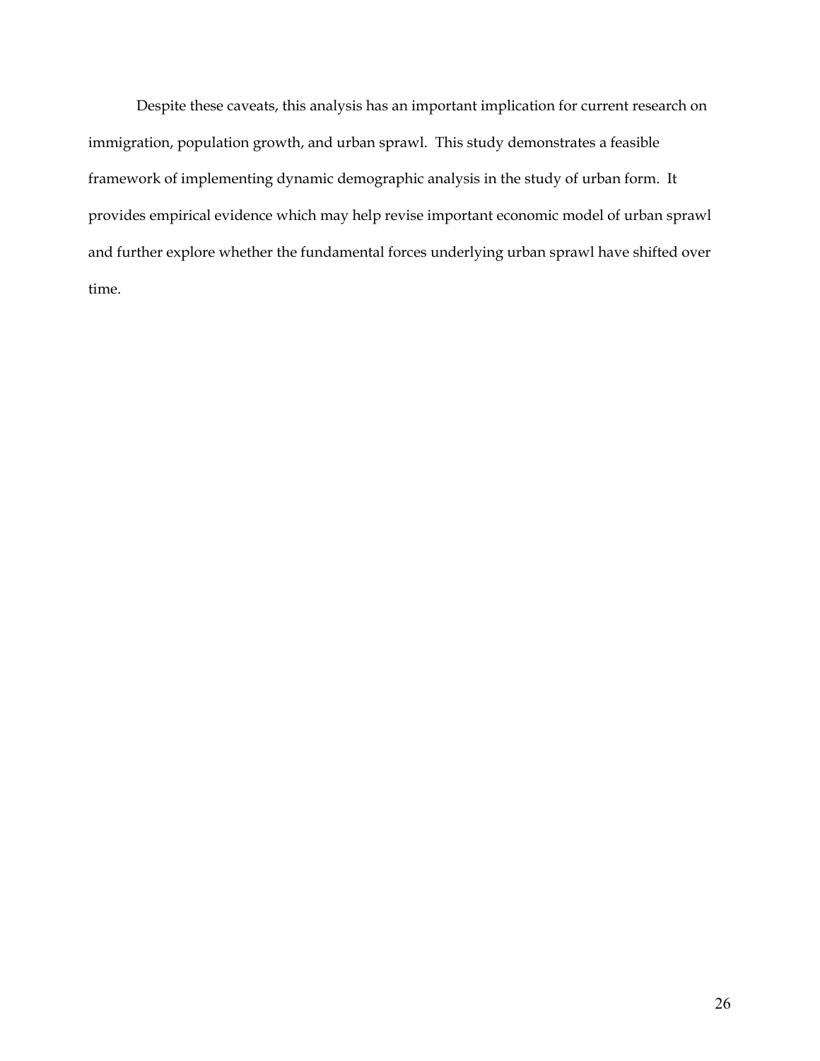Despite these caveats, this analysis has an important implication for current research on immigration, population growth, and urban sprawl. This study demonstrates a feasible framework of implementing dynamic demographic analysis in the study of urban form. It provides empirical evidence which may help revise important economic model of urban sprawl and further explore whether the fundamental forces underlying urban sprawl have shifted over time.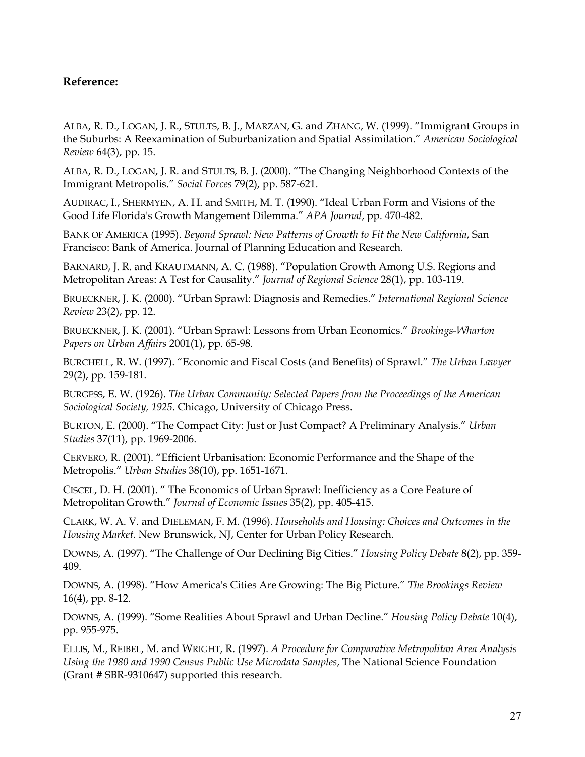**Reference:**

ALBA, R. D., LOGAN, J. R., STULTS, B. J., MARZAN, G. and ZHANG, W. (1999). "Immigrant Groups in the Suburbs: A Reexamination of Suburbanization and Spatial Assimilation." *American Sociological Review* 64(3), pp. 15.

ALBA, R. D., LOGAN, J. R. and STULTS, B. J. (2000). "The Changing Neighborhood Contexts of the Immigrant Metropolis." *Social Forces* 79(2), pp. 587-621.

AUDIRAC, I., SHERMYEN, A. H. and SMITH, M. T. (1990). "Ideal Urban Form and Visions of the Good Life Florida's Growth Mangement Dilemma." *APA Journal*, pp. 470-482.

BANK OF AMERICA (1995). *Beyond Sprawl: New Patterns of Growth to Fit the New California*, San Francisco: Bank of America. Journal of Planning Education and Research.

BARNARD, J. R. and KRAUTMANN, A. C. (1988). "Population Growth Among U.S. Regions and Metropolitan Areas: A Test for Causality." *Journal of Regional Science* 28(1), pp. 103-119.

BRUECKNER, J. K. (2000). "Urban Sprawl: Diagnosis and Remedies." *International Regional Science Review* 23(2), pp. 12.

BRUECKNER, J. K. (2001). "Urban Sprawl: Lessons from Urban Economics." *Brookings-Wharton Papers on Urban Affairs* 2001(1), pp. 65-98.

BURCHELL, R. W. (1997). "Economic and Fiscal Costs (and Benefits) of Sprawl." *The Urban Lawyer* 29(2), pp. 159-181.

BURGESS, E. W. (1926). *The Urban Community: Selected Papers from the Proceedings of the American Sociological Society, 1925*. Chicago, University of Chicago Press.

BURTON, E. (2000). "The Compact City: Just or Just Compact? A Preliminary Analysis." *Urban Studies* 37(11), pp. 1969-2006.

CERVERO, R. (2001). "Efficient Urbanisation: Economic Performance and the Shape of the Metropolis." *Urban Studies* 38(10), pp. 1651-1671.

CISCEL, D. H. (2001). " The Economics of Urban Sprawl: Inefficiency as a Core Feature of Metropolitan Growth." *Journal of Economic Issues* 35(2), pp. 405-415.

CLARK, W. A. V. and DIELEMAN, F. M. (1996). *Households and Housing: Choices and Outcomes in the Housing Market*. New Brunswick, NJ, Center for Urban Policy Research.

DOWNS, A. (1997). "The Challenge of Our Declining Big Cities." *Housing Policy Debate* 8(2), pp. 359-409.

DOWNS, A. (1998). "How America's Cities Are Growing: The Big Picture." *The Brookings Review* 16(4), pp. 8-12.

DOWNS, A. (1999). "Some Realities About Sprawl and Urban Decline." *Housing Policy Debate* 10(4), pp. 955-975.

ELLIS, M., REIBEL, M. and WRIGHT, R. (1997). *A Procedure for Comparative Metropolitan Area Analysis Using the 1980 and 1990 Census Public Use Microdata Samples*, The National Science Foundation (Grant # SBR-9310647) supported this research.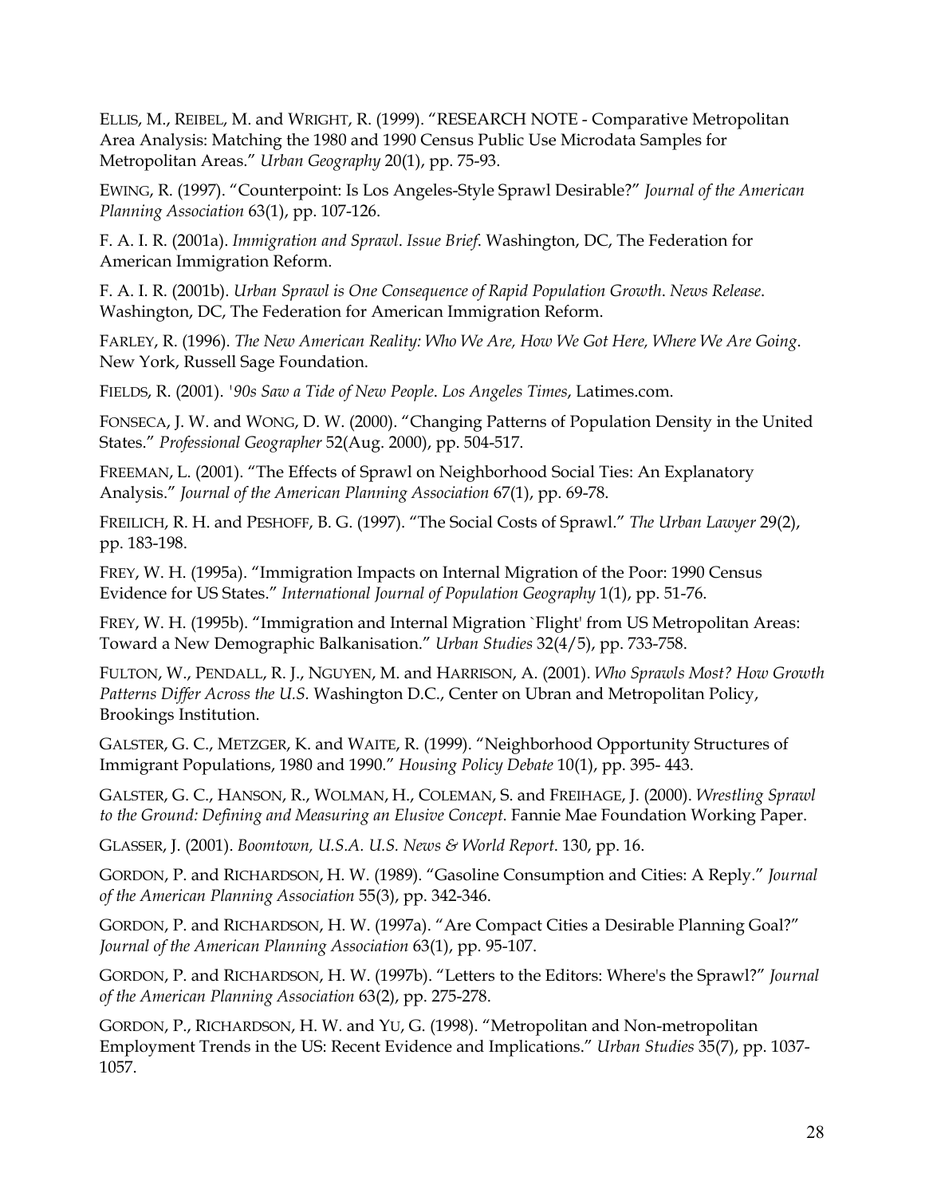ELLIS, M., REIBEL, M. and WRIGHT, R. (1999). "RESEARCH NOTE - Comparative Metropolitan Area Analysis: Matching the 1980 and 1990 Census Public Use Microdata Samples for Metropolitan Areas." *Urban Geography* 20(1), pp. 75-93.

EWING, R. (1997). "Counterpoint: Is Los Angeles-Style Sprawl Desirable?" *Journal of the American Planning Association* 63(1), pp. 107-126.

F. A. I. R. (2001a). *Immigration and Sprawl*. *Issue Brief*. Washington, DC, The Federation for American Immigration Reform.

F. A. I. R. (2001b). *Urban Sprawl is One Consequence of Rapid Population Growth*. *News Release*. Washington, DC, The Federation for American Immigration Reform.

FARLEY, R. (1996). *The New American Reality: Who We Are, How We Got Here, Where We Are Going*. New York, Russell Sage Foundation.

FIELDS, R. (2001). *'90s Saw a Tide of New People*. *Los Angeles Times*, Latimes.com.

FONSECA, J. W. and WONG, D. W. (2000). "Changing Patterns of Population Density in the United States." *Professional Geographer* 52(Aug. 2000), pp. 504-517.

FREEMAN, L. (2001). "The Effects of Sprawl on Neighborhood Social Ties: An Explanatory Analysis." *Journal of the American Planning Association* 67(1), pp. 69-78.

FREILICH, R. H. and PESHOFF, B. G. (1997). "The Social Costs of Sprawl." *The Urban Lawyer* 29(2), pp. 183-198.

FREY, W. H. (1995a). "Immigration Impacts on Internal Migration of the Poor: 1990 Census Evidence for US States." *International Journal of Population Geography* 1(1), pp. 51-76.

FREY, W. H. (1995b). "Immigration and Internal Migration `Flight' from US Metropolitan Areas: Toward a New Demographic Balkanisation." *Urban Studies* 32(4/5), pp. 733-758.

FULTON, W., PENDALL, R. J., NGUYEN, M. and HARRISON, A. (2001). *Who Sprawls Most? How Growth Patterns Differ Across the U.S.* Washington D.C., Center on Ubran and Metropolitan Policy, Brookings Institution.

GALSTER, G. C., METZGER, K. and WAITE, R. (1999). "Neighborhood Opportunity Structures of Immigrant Populations, 1980 and 1990." *Housing Policy Debate* 10(1), pp. 395- 443.

GALSTER, G. C., HANSON, R., WOLMAN, H., COLEMAN, S. and FREIHAGE, J. (2000). *Wrestling Sprawl to the Ground: Defining and Measuring an Elusive Concept*. Fannie Mae Foundation Working Paper.

GLASSER, J. (2001). *Boomtown, U.S.A. U.S. News & World Report*. 130, pp. 16.

GORDON, P. and RICHARDSON, H. W. (1989). "Gasoline Consumption and Cities: A Reply." *Journal of the American Planning Association* 55(3), pp. 342-346.

GORDON, P. and RICHARDSON, H. W. (1997a). "Are Compact Cities a Desirable Planning Goal?" *Journal of the American Planning Association* 63(1), pp. 95-107.

GORDON, P. and RICHARDSON, H. W. (1997b). "Letters to the Editors: Where's the Sprawl?" *Journal of the American Planning Association* 63(2), pp. 275-278.

GORDON, P., RICHARDSON, H. W. and YU, G. (1998). "Metropolitan and Non-metropolitan Employment Trends in the US: Recent Evidence and Implications." *Urban Studies* 35(7), pp. 1037-1057.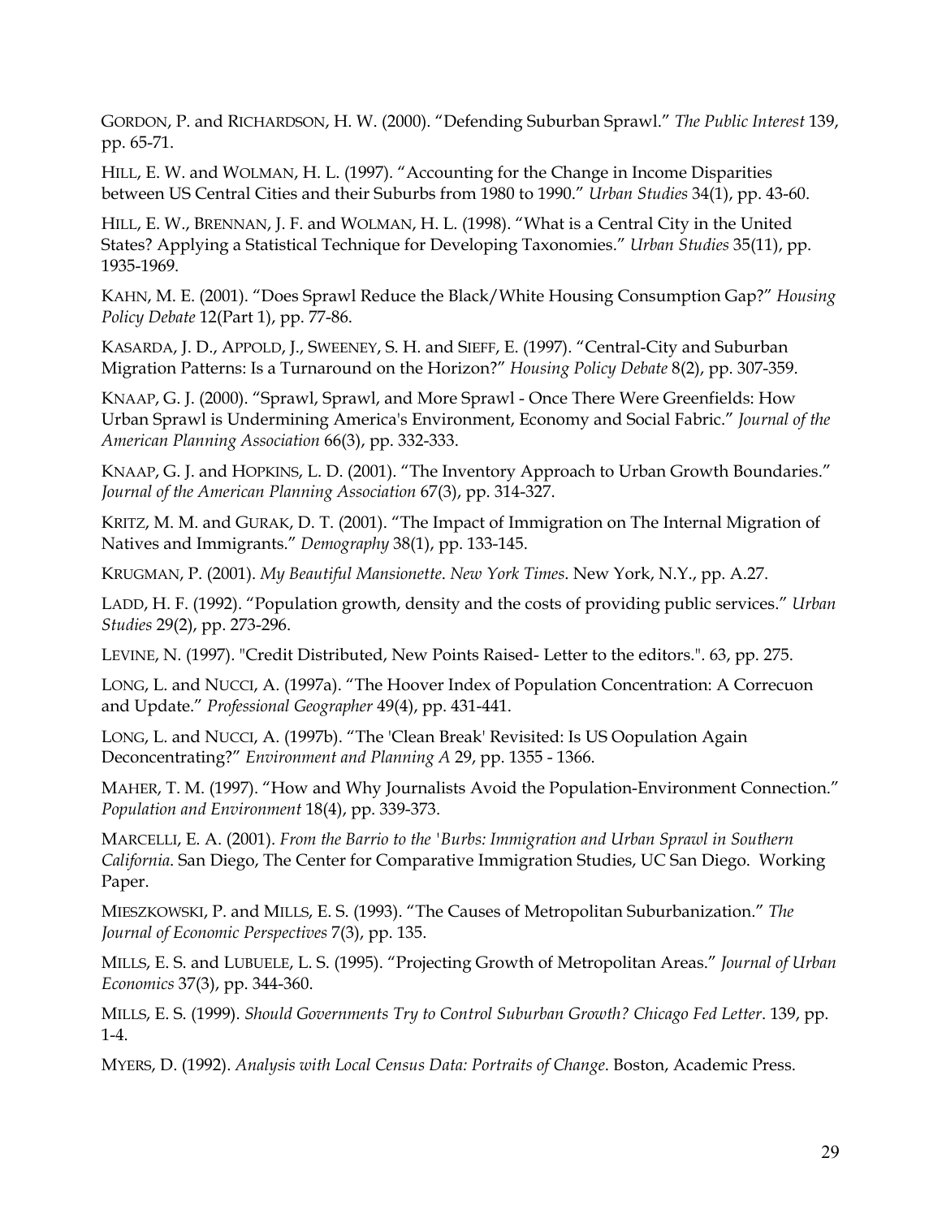GORDON, P. and RICHARDSON, H. W. (2000). "Defending Suburban Sprawl." *The Public Interest* 139, pp. 65-71.

HILL, E. W. and WOLMAN, H. L. (1997). "Accounting for the Change in Income Disparities between US Central Cities and their Suburbs from 1980 to 1990." *Urban Studies* 34(1), pp. 43-60.

HILL, E. W., BRENNAN, J. F. and WOLMAN, H. L. (1998). "What is a Central City in the United States? Applying a Statistical Technique for Developing Taxonomies." *Urban Studies* 35(11), pp. 1935-1969.

KAHN, M. E. (2001). "Does Sprawl Reduce the Black/White Housing Consumption Gap?" *Housing Policy Debate* 12(Part 1), pp. 77-86.

KASARDA, J. D., APPOLD, J., SWEENEY, S. H. and SIEFF, E. (1997). "Central-City and Suburban Migration Patterns: Is a Turnaround on the Horizon?" *Housing Policy Debate* 8(2), pp. 307-359.

KNAAP, G. J. (2000). "Sprawl, Sprawl, and More Sprawl - Once There Were Greenfields: How Urban Sprawl is Undermining America's Environment, Economy and Social Fabric." *Journal of the American Planning Association* 66(3), pp. 332-333.

KNAAP, G. J. and HOPKINS, L. D. (2001). "The Inventory Approach to Urban Growth Boundaries." *Journal of the American Planning Association* 67(3), pp. 314-327.

KRITZ, M. M. and GURAK, D. T. (2001). "The Impact of Immigration on The Internal Migration of Natives and Immigrants." *Demography* 38(1), pp. 133-145.

KRUGMAN, P. (2001). *My Beautiful Mansionette*. *New York Times*. New York, N.Y., pp. A.27.

LADD, H. F. (1992). "Population growth, density and the costs of providing public services." *Urban Studies* 29(2), pp. 273-296.

LEVINE, N. (1997). "Credit Distributed, New Points Raised- Letter to the editors.". 63, pp. 275.

LONG, L. and NUCCI, A. (1997a). "The Hoover Index of Population Concentration: A Correcuon and Update." *Professional Geographer* 49(4), pp. 431-441.

LONG, L. and NUCCI, A. (1997b). "The 'Clean Break' Revisited: Is US Oopulation Again Deconcentrating?" *Environment and Planning A* 29, pp. 1355 - 1366.

MAHER, T. M. (1997). "How and Why Journalists Avoid the Population-Environment Connection." *Population and Environment* 18(4), pp. 339-373.

MARCELLI, E. A. (2001). *From the Barrio to the 'Burbs: Immigration and Urban Sprawl in Southern California*. San Diego, The Center for Comparative Immigration Studies, UC San Diego. Working Paper.

MIESZKOWSKI, P. and MILLS, E. S. (1993). "The Causes of Metropolitan Suburbanization." *The Journal of Economic Perspectives* 7(3), pp. 135.

MILLS, E. S. and LUBUELE, L. S. (1995). "Projecting Growth of Metropolitan Areas." *Journal of Urban Economics* 37(3), pp. 344-360.

MILLS, E. S. (1999). *Should Governments Try to Control Suburban Growth? Chicago Fed Letter*. 139, pp. 1-4.

MYERS, D. (1992). *Analysis with Local Census Data: Portraits of Change*. Boston, Academic Press.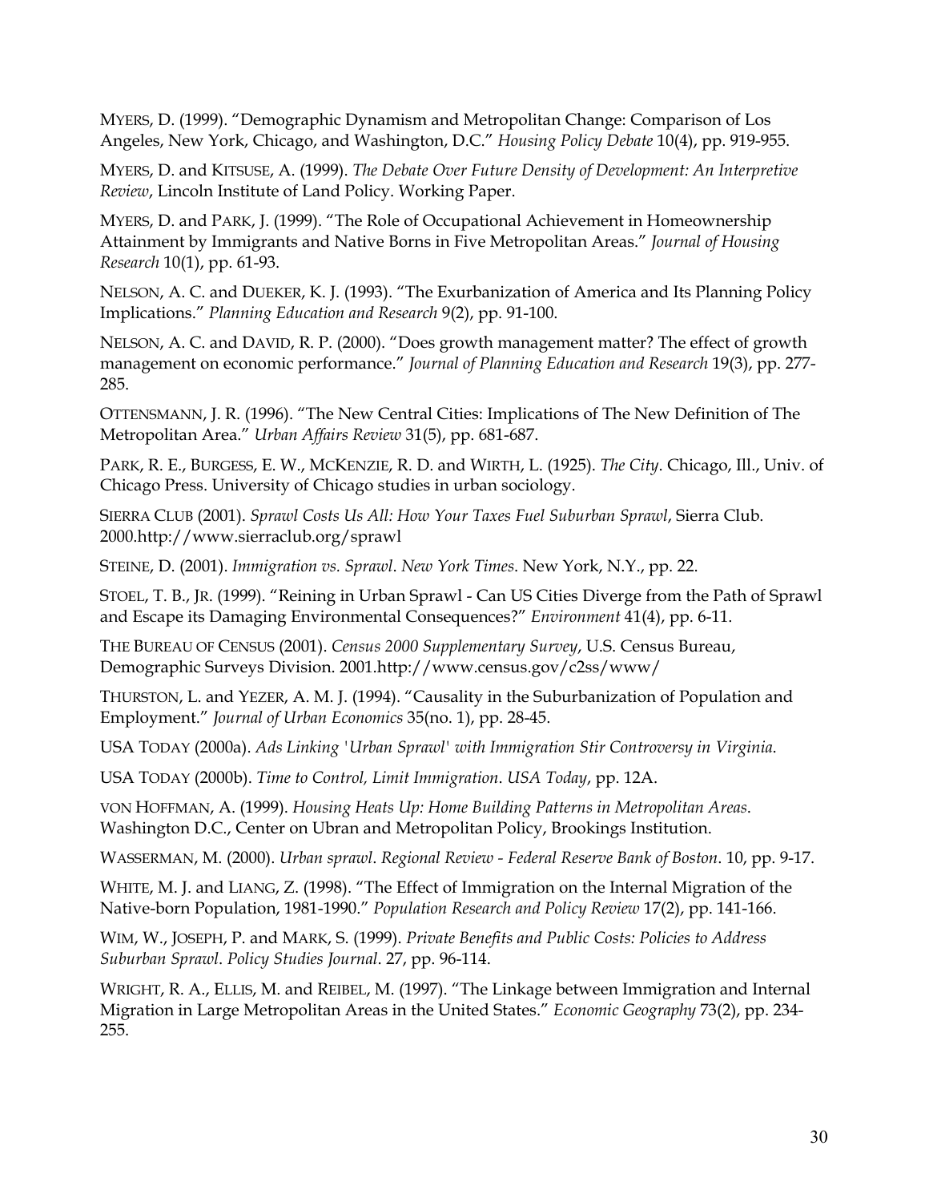MYERS, D. (1999). "Demographic Dynamism and Metropolitan Change: Comparison of Los Angeles, New York, Chicago, and Washington, D.C." *Housing Policy Debate* 10(4), pp. 919-955.

MYERS, D. and KITSUSE, A. (1999). *The Debate Over Future Density of Development: An Interpretive Review*, Lincoln Institute of Land Policy. Working Paper.

MYERS, D. and PARK, J. (1999). "The Role of Occupational Achievement in Homeownership Attainment by Immigrants and Native Borns in Five Metropolitan Areas." *Journal of Housing Research* 10(1), pp. 61-93.

NELSON, A. C. and DUEKER, K. J. (1993). "The Exurbanization of America and Its Planning Policy Implications." *Planning Education and Research* 9(2), pp. 91-100.

NELSON, A. C. and DAVID, R. P. (2000). "Does growth management matter? The effect of growth management on economic performance." *Journal of Planning Education and Research* 19(3), pp. 277-285.

OTTENSMANN, J. R. (1996). "The New Central Cities: Implications of The New Definition of The Metropolitan Area." *Urban Affairs Review* 31(5), pp. 681-687.

PARK, R. E., BURGESS, E. W., MCKENZIE, R. D. and WIRTH, L. (1925). *The City*. Chicago, Ill., Univ. of Chicago Press. University of Chicago studies in urban sociology.

SIERRA CLUB (2001). *Sprawl Costs Us All: How Your Taxes Fuel Suburban Sprawl*, Sierra Club. 2000.http://www.sierraclub.org/sprawl

STEINE, D. (2001). *Immigration vs. Sprawl*. *New York Times*. New York, N.Y., pp. 22.

STOEL, T. B., JR. (1999). "Reining in Urban Sprawl - Can US Cities Diverge from the Path of Sprawl and Escape its Damaging Environmental Consequences?" *Environment* 41(4), pp. 6-11.

THE BUREAU OF CENSUS (2001). *Census 2000 Supplementary Survey*, U.S. Census Bureau, Demographic Surveys Division. 2001.http://www.census.gov/c2ss/www/

THURSTON, L. and YEZER, A. M. J. (1994). "Causality in the Suburbanization of Population and Employment." *Journal of Urban Economics* 35(no. 1), pp. 28-45.

USA TODAY (2000a). *Ads Linking 'Urban Sprawl' with Immigration Stir Controversy in Virginia*.

USA TODAY (2000b). *Time to Control, Limit Immigration*. *USA Today*, pp. 12A.

VON HOFFMAN, A. (1999). *Housing Heats Up: Home Building Patterns in Metropolitan Areas*. Washington D.C., Center on Ubran and Metropolitan Policy, Brookings Institution.

WASSERMAN, M. (2000). *Urban sprawl*. *Regional Review - Federal Reserve Bank of Boston*. 10, pp. 9-17.

WHITE, M. J. and LIANG, Z. (1998). "The Effect of Immigration on the Internal Migration of the Native-born Population, 1981-1990." *Population Research and Policy Review* 17(2), pp. 141-166.

WIM, W., JOSEPH, P. and MARK, S. (1999). *Private Benefits and Public Costs: Policies to Address Suburban Sprawl*. *Policy Studies Journal*. 27, pp. 96-114.

WRIGHT, R. A., ELLIS, M. and REIBEL, M. (1997). "The Linkage between Immigration and Internal Migration in Large Metropolitan Areas in the United States." *Economic Geography* 73(2), pp. 234-255.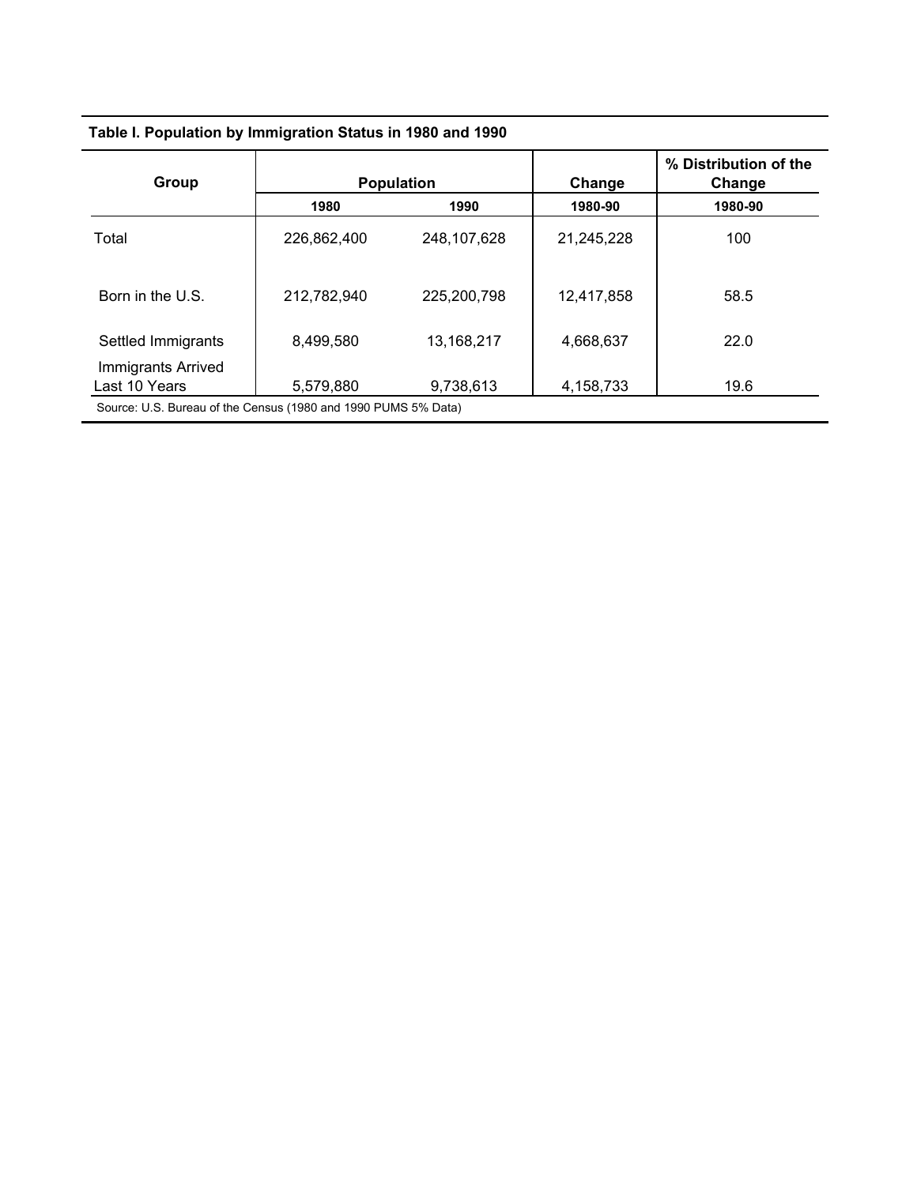**Table I. Population by Immigration Status in 1980 and 1990**

| Group | Population | | Change | % Distribution of the Change |
|---|---|---|---|---|
| | 1980 | 1990 | 1980-90 | 1980-90 |
| Total | 226,862,400 | 248,107,628 | 21,245,228 | 100 |
| Born in the U.S. | 212,782,940 | 225,200,798 | 12,417,858 | 58.5 |
| Settled Immigrants | 8,499,580 | 13,168,217 | 4,668,637 | 22.0 |
| Immigrants Arrived Last 10 Years | 5,579,880 | 9,738,613 | 4,158,733 | 19.6 |

Source: U.S. Bureau of the Census (1980 and 1990 PUMS 5% Data)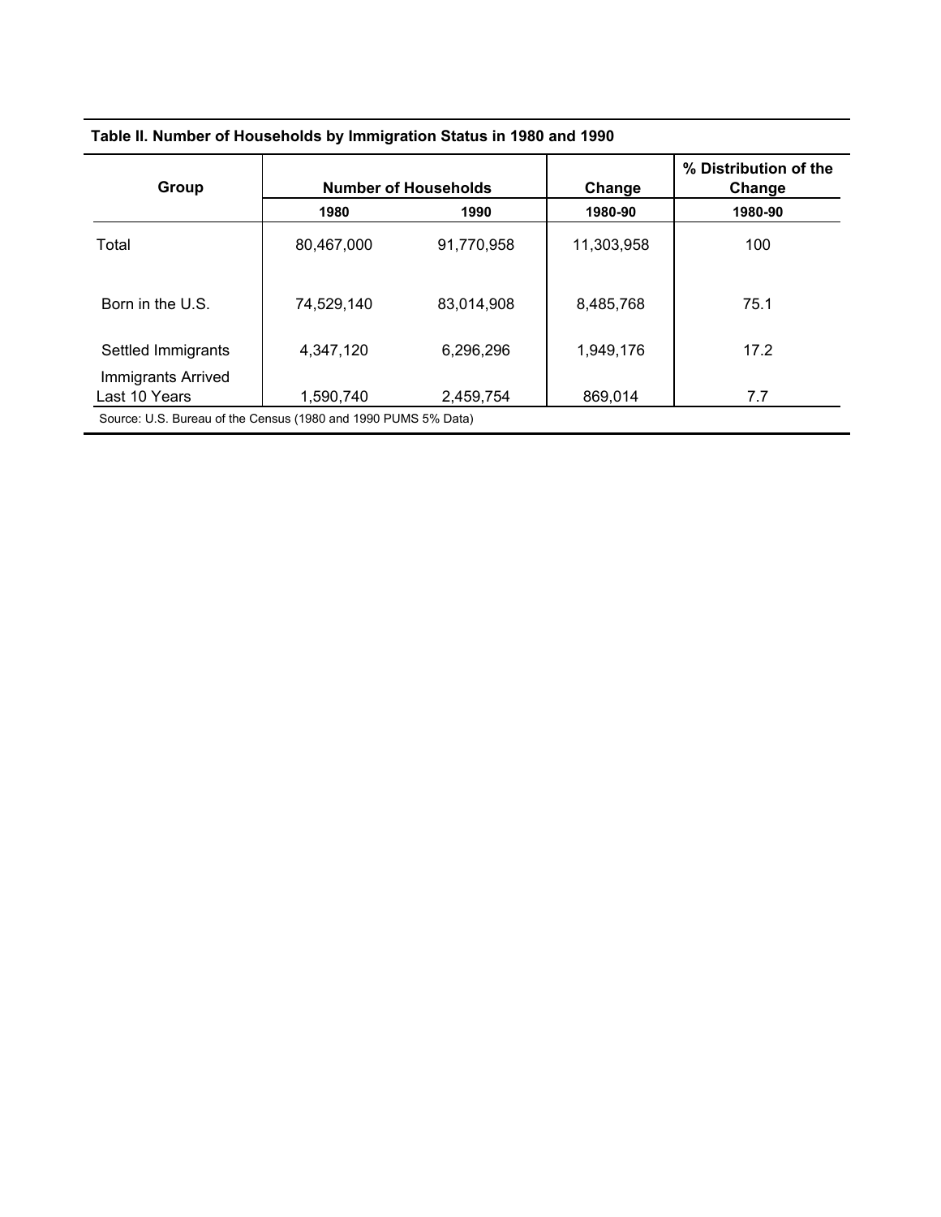**Table II. Number of Households by Immigration Status in 1980 and 1990**

| Group | Number of Households | | Change | % Distribution of the Change |
|---|---|---|---|---|
| | 1980 | 1990 | 1980-90 | 1980-90 |
| Total | 80,467,000 | 91,770,958 | 11,303,958 | 100 |
| Born in the U.S. | 74,529,140 | 83,014,908 | 8,485,768 | 75.1 |
| Settled Immigrants | 4,347,120 | 6,296,296 | 1,949,176 | 17.2 |
| Immigrants Arrived Last 10 Years | 1,590,740 | 2,459,754 | 869,014 | 7.7 |

Source: U.S. Bureau of the Census (1980 and 1990 PUMS 5% Data)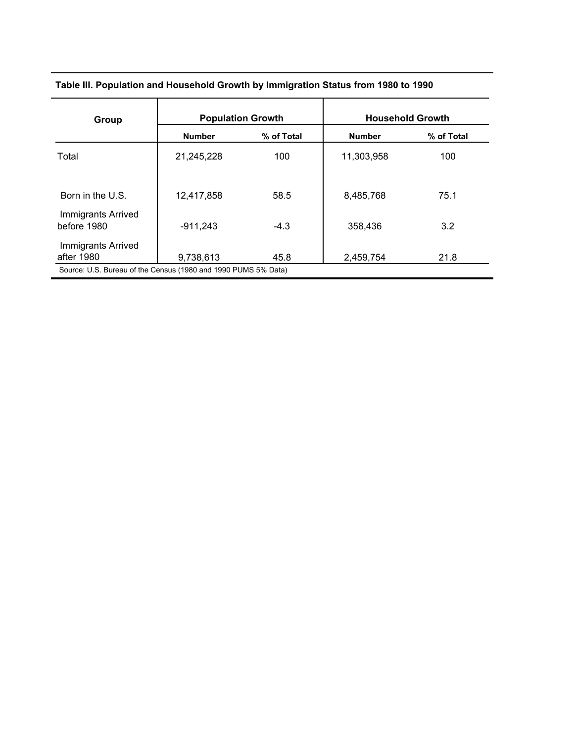**Table III. Population and Household Growth by Immigration Status from 1980 to 1990**

| Group | Population Growth | | Household Growth | |
|---|---|---|---|---|
| | Number | % of Total | Number | % of Total |
| Total | 21,245,228 | 100 | 11,303,958 | 100 |
| Born in the U.S. | 12,417,858 | 58.5 | 8,485,768 | 75.1 |
| Immigrants Arrived before 1980 | -911,243 | -4.3 | 358,436 | 3.2 |
| Immigrants Arrived after 1980 | 9,738,613 | 45.8 | 2,459,754 | 21.8 |

Source: U.S. Bureau of the Census (1980 and 1990 PUMS 5% Data)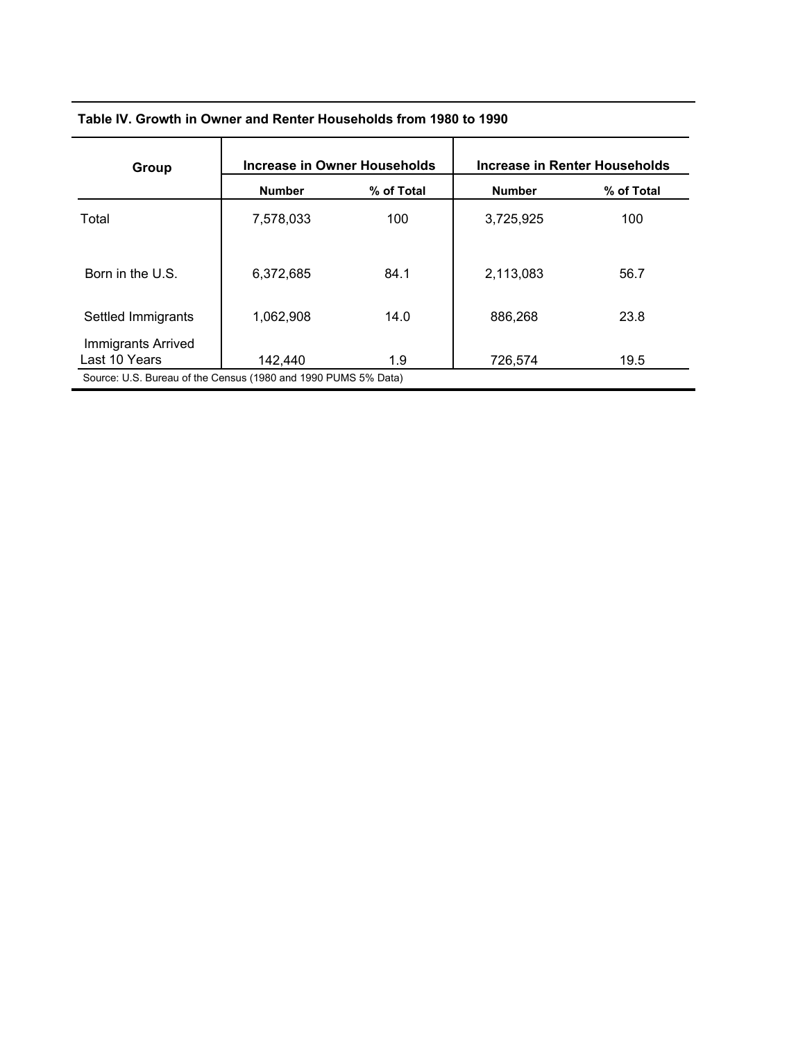**Table IV. Growth in Owner and Renter Households from 1980 to 1990**

| Group | Increase in Owner Households | | Increase in Renter Households | |
|---|---|---|---|---|
| | Number | % of Total | Number | % of Total |
| Total | 7,578,033 | 100 | 3,725,925 | 100 |
| Born in the U.S. | 6,372,685 | 84.1 | 2,113,083 | 56.7 |
| Settled Immigrants | 1,062,908 | 14.0 | 886,268 | 23.8 |
| Immigrants Arrived Last 10 Years | 142,440 | 1.9 | 726,574 | 19.5 |

Source: U.S. Bureau of the Census (1980 and 1990 PUMS 5% Data)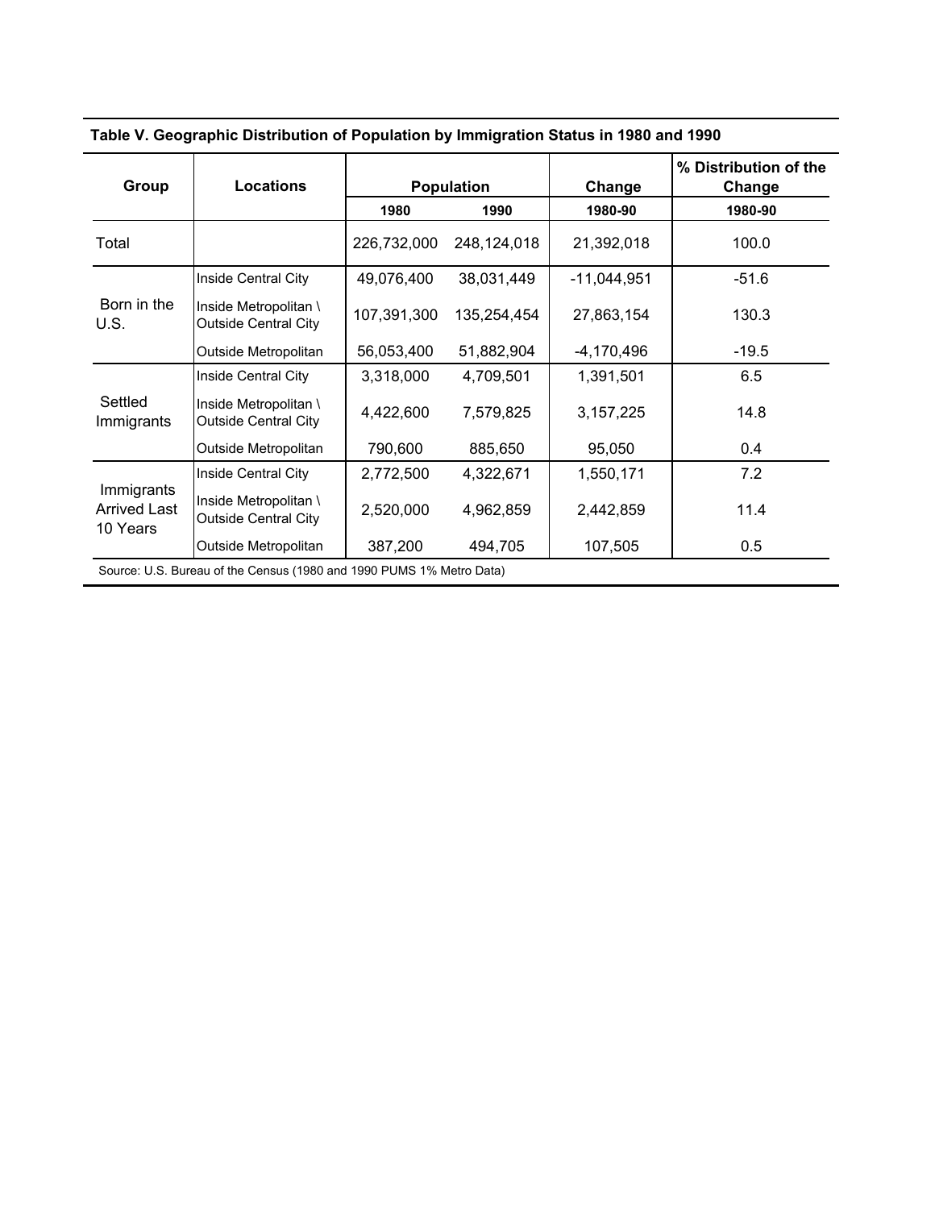**Table V. Geographic Distribution of Population by Immigration Status in 1980 and 1990**

| Group | Locations | Population | | Change | % Distribution of the Change |
|---|---|---|---|---|---|
| | | 1980 | 1990 | 1980-90 | 1980-90 |
| Total | | 226,732,000 | 248,124,018 | 21,392,018 | 100.0 |
| Born in the U.S. | Inside Central City | 49,076,400 | 38,031,449 | -11,044,951 | -51.6 |
| | Inside Metropolitan \ Outside Central City | 107,391,300 | 135,254,454 | 27,863,154 | 130.3 |
| | Outside Metropolitan | 56,053,400 | 51,882,904 | -4,170,496 | -19.5 |
| Settled Immigrants | Inside Central City | 3,318,000 | 4,709,501 | 1,391,501 | 6.5 |
| | Inside Metropolitan \ Outside Central City | 4,422,600 | 7,579,825 | 3,157,225 | 14.8 |
| | Outside Metropolitan | 790,600 | 885,650 | 95,050 | 0.4 |
| Immigrants Arrived Last 10 Years | Inside Central City | 2,772,500 | 4,322,671 | 1,550,171 | 7.2 |
| | Inside Metropolitan \ Outside Central City | 2,520,000 | 4,962,859 | 2,442,859 | 11.4 |
| | Outside Metropolitan | 387,200 | 494,705 | 107,505 | 0.5 |

Source: U.S. Bureau of the Census (1980 and 1990 PUMS 1% Metro Data)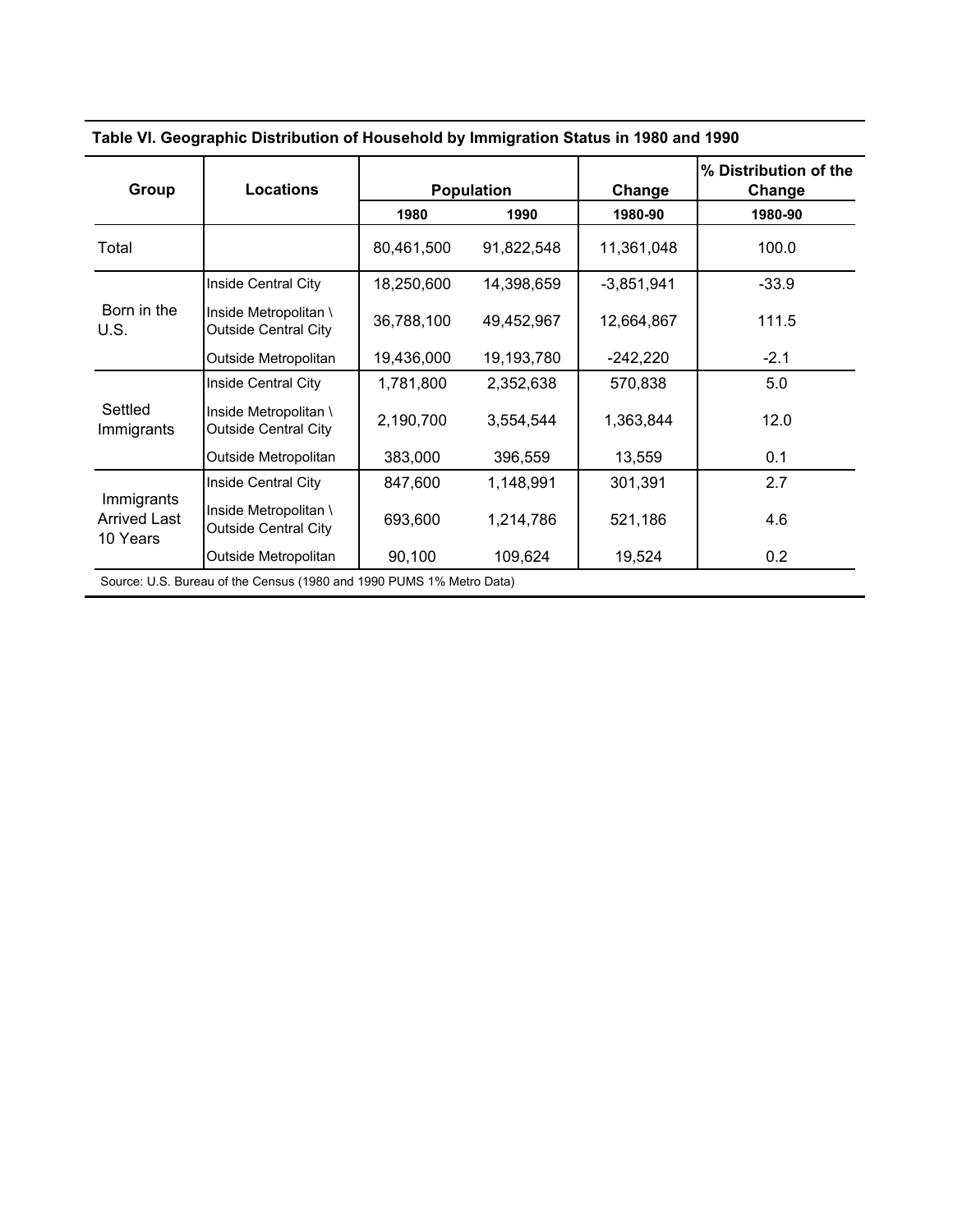**Table VI. Geographic Distribution of Household by Immigration Status in 1980 and 1990**

| Group | Locations | Population | | Change | % Distribution of the Change |
|---|---|---|---|---|---|
| | | 1980 | 1990 | 1980-90 | 1980-90 |
| Total | | 80,461,500 | 91,822,548 | 11,361,048 | 100.0 |
| Born in the U.S. | Inside Central City | 18,250,600 | 14,398,659 | -3,851,941 | -33.9 |
| | Inside Metropolitan \ Outside Central City | 36,788,100 | 49,452,967 | 12,664,867 | 111.5 |
| | Outside Metropolitan | 19,436,000 | 19,193,780 | -242,220 | -2.1 |
| Settled Immigrants | Inside Central City | 1,781,800 | 2,352,638 | 570,838 | 5.0 |
| | Inside Metropolitan \ Outside Central City | 2,190,700 | 3,554,544 | 1,363,844 | 12.0 |
| | Outside Metropolitan | 383,000 | 396,559 | 13,559 | 0.1 |
| Immigrants Arrived Last 10 Years | Inside Central City | 847,600 | 1,148,991 | 301,391 | 2.7 |
| | Inside Metropolitan \ Outside Central City | 693,600 | 1,214,786 | 521,186 | 4.6 |
| | Outside Metropolitan | 90,100 | 109,624 | 19,524 | 0.2 |

Source: U.S. Bureau of the Census (1980 and 1990 PUMS 1% Metro Data)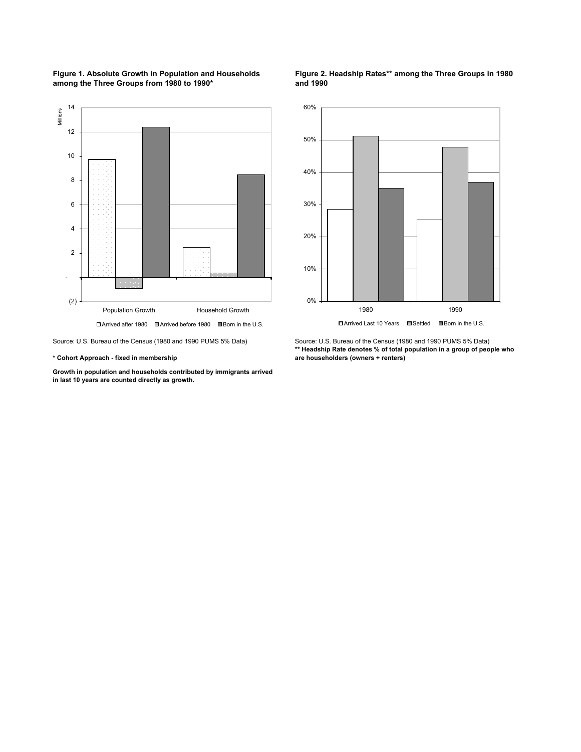**Figure 1. Absolute Growth in Population and Households among the Three Groups from 1980 to 1990***

Source: U.S. Bureau of the Census (1980 and 1990 PUMS 5% Data)

**\* Cohort Approach - fixed in membership**

**Growth in population and households contributed by immigrants arrived in last 10 years are counted directly as growth.**

**Figure 2. Headship Rates** among the Three Groups in 1980 and 1990**

Source: U.S. Bureau of the Census (1980 and 1990 PUMS 5% Data)

**\*\* Headship Rate denotes % of total population in a group of people who are householders (owners + renters)**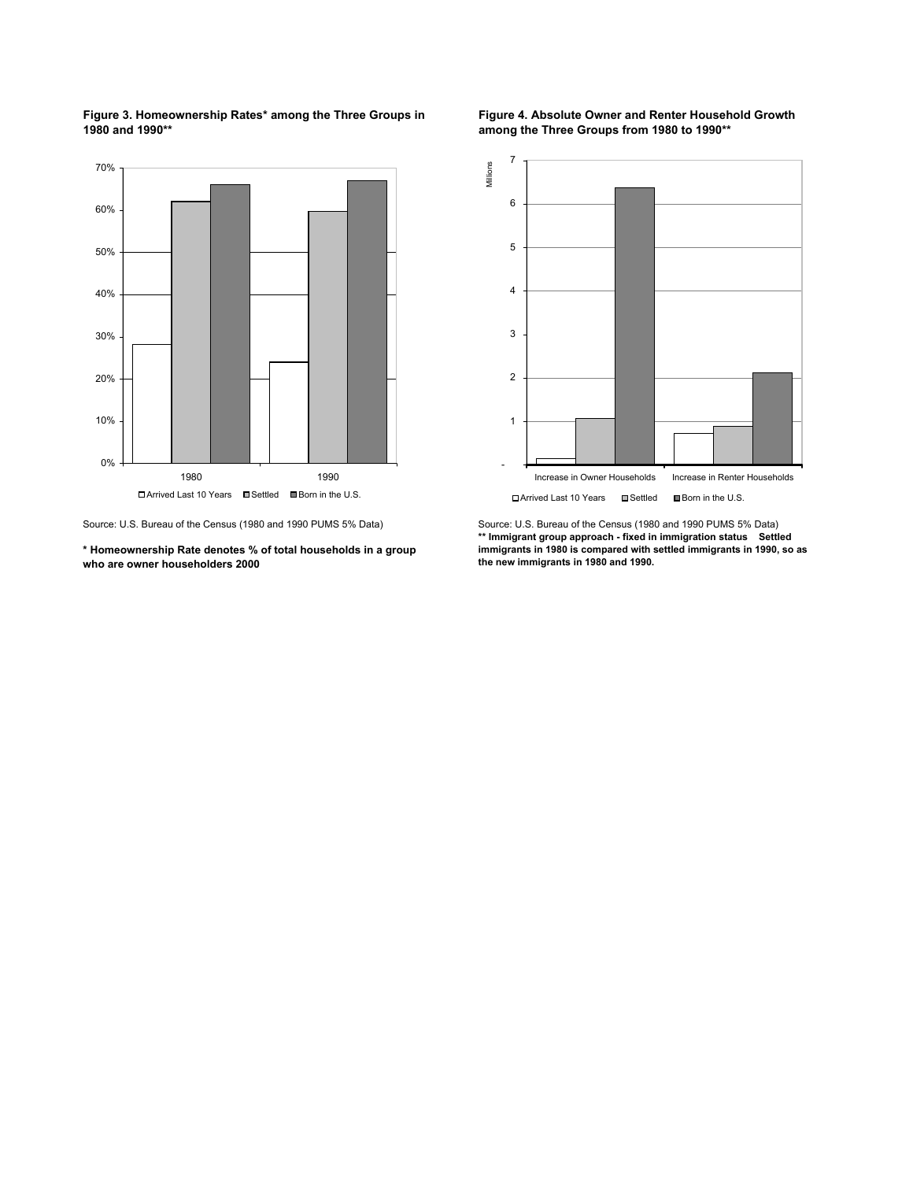**Figure 3. Homeownership Rates* among the Three Groups in 1980 and 1990****

Source: U.S. Bureau of the Census (1980 and 1990 PUMS 5% Data)

*** Homeownership Rate denotes % of total households in a group who are owner householders 2000**

**Figure 4. Absolute Owner and Renter Household Growth among the Three Groups from 1980 to 1990****

Source: U.S. Bureau of the Census (1980 and 1990 PUMS 5% Data)
**** Immigrant group approach - fixed in immigration status Settled immigrants in 1980 is compared with settled immigrants in 1990, so as the new immigrants in 1980 and 1990.**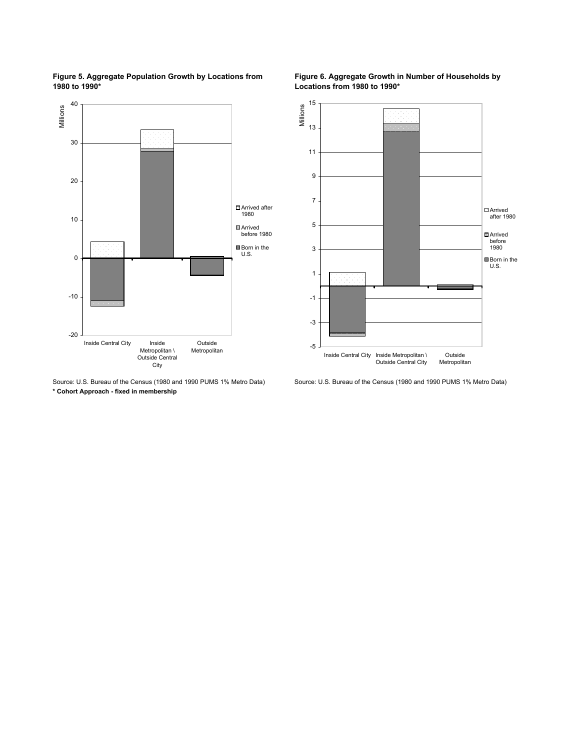**Figure 5. Aggregate Population Growth by Locations from 1980 to 1990***

Source: U.S. Bureau of the Census (1980 and 1990 PUMS 1% Metro Data)

**\* Cohort Approach - fixed in membership**

**Figure 6. Aggregate Growth in Number of Households by Locations from 1980 to 1990***

Source: U.S. Bureau of the Census (1980 and 1990 PUMS 1% Metro Data)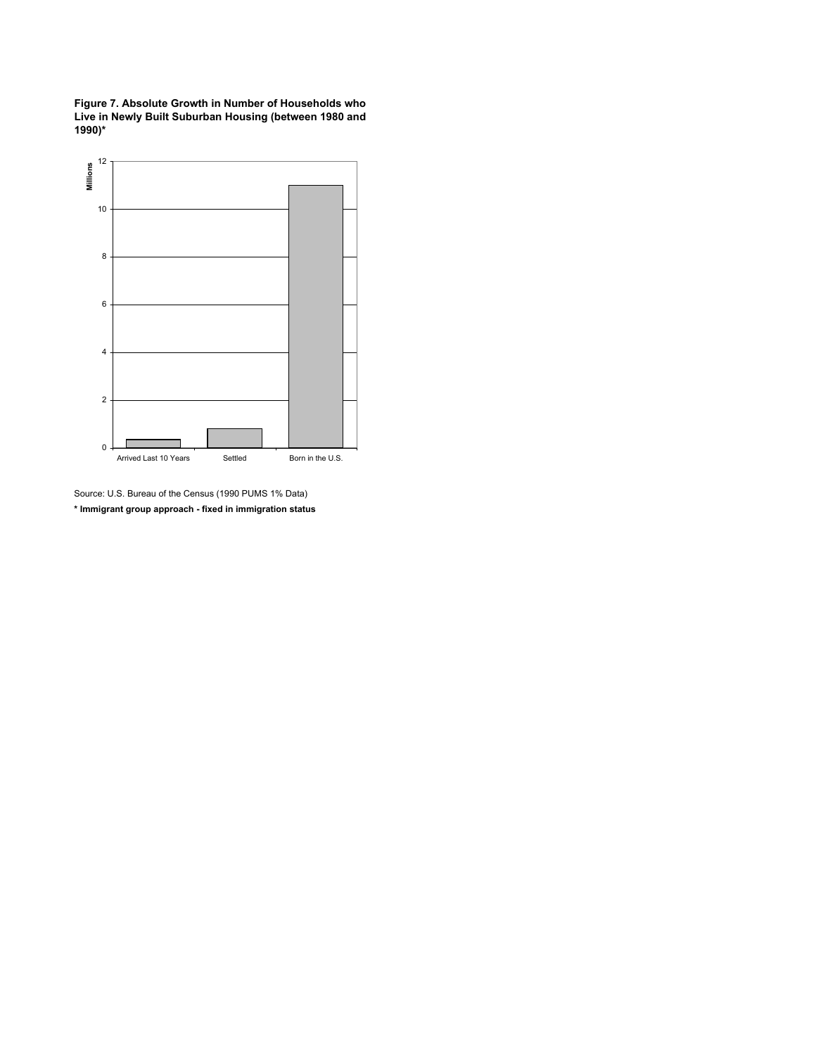**Figure 7. Absolute Growth in Number of Households who Live in Newly Built Suburban Housing (between 1980 and 1990)***

Source: U.S. Bureau of the Census (1990 PUMS 1% Data)

**\* Immigrant group approach - fixed in immigration status**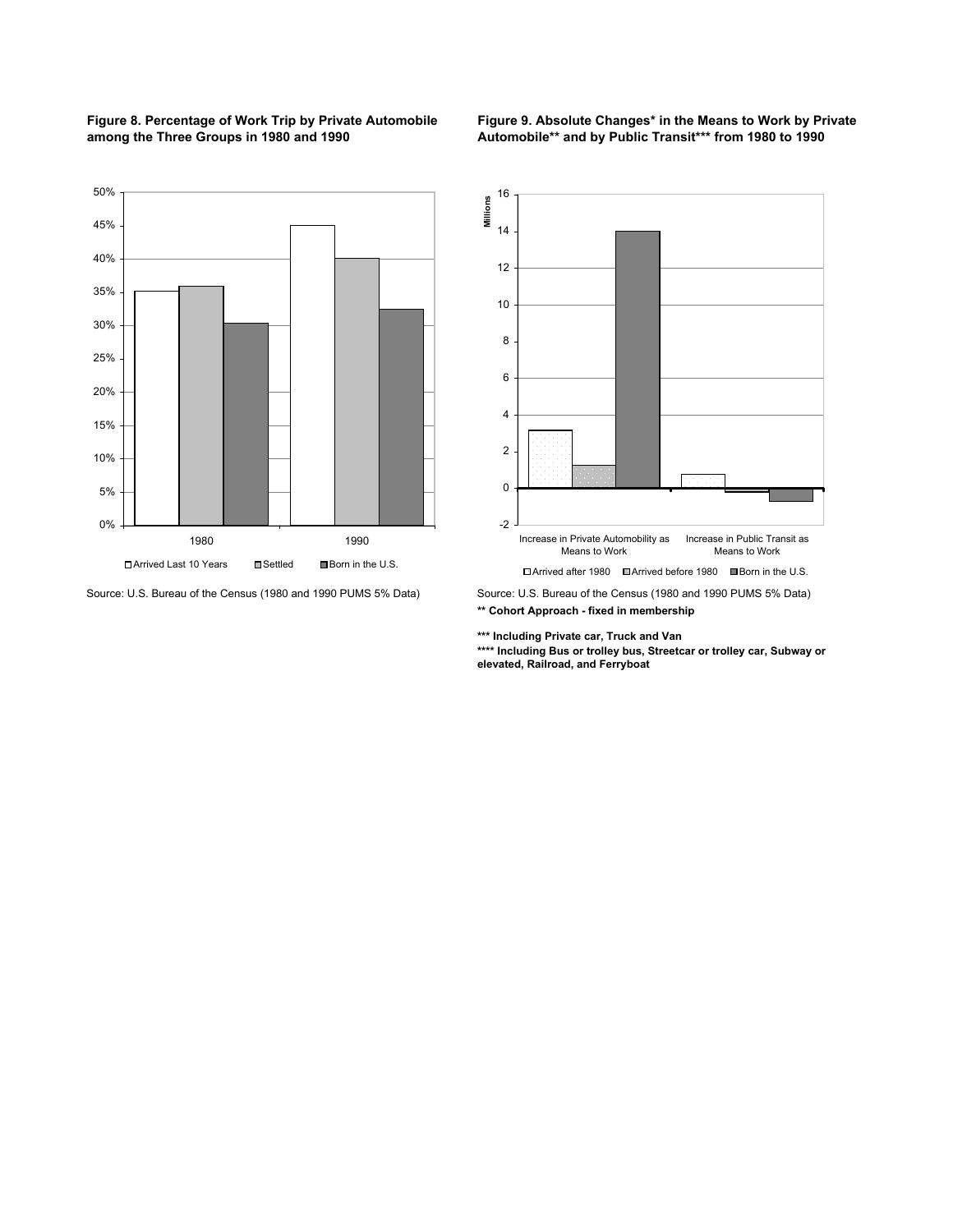**Figure 8. Percentage of Work Trip by Private Automobile among the Three Groups in 1980 and 1990**

50%
45%
40%
35%
30%
25%
20%
15%
10%
5%
0%

1980
1990

Arrived Last 10 Years
Settled
Born in the U.S.

Source: U.S. Bureau of the Census (1980 and 1990 PUMS 5% Data)

**Figure 9. Absolute Changes* in the Means to Work by Private Automobile** and by Public Transit*** from 1980 to 1990**

Millions

16
14
12
10
8
6
4
2
0
-2

Increase in Private Automobility as Means to Work
Increase in Public Transit as Means to Work

Arrived after 1980
Arrived before 1980
Born in the U.S.

Source: U.S. Bureau of the Census (1980 and 1990 PUMS 5% Data)

**** Cohort Approach - fixed in membership**

***** Including Private car, Truck and Van**

****** Including Bus or trolley bus, Streetcar or trolley car, Subway or elevated, Railroad, and Ferryboat**